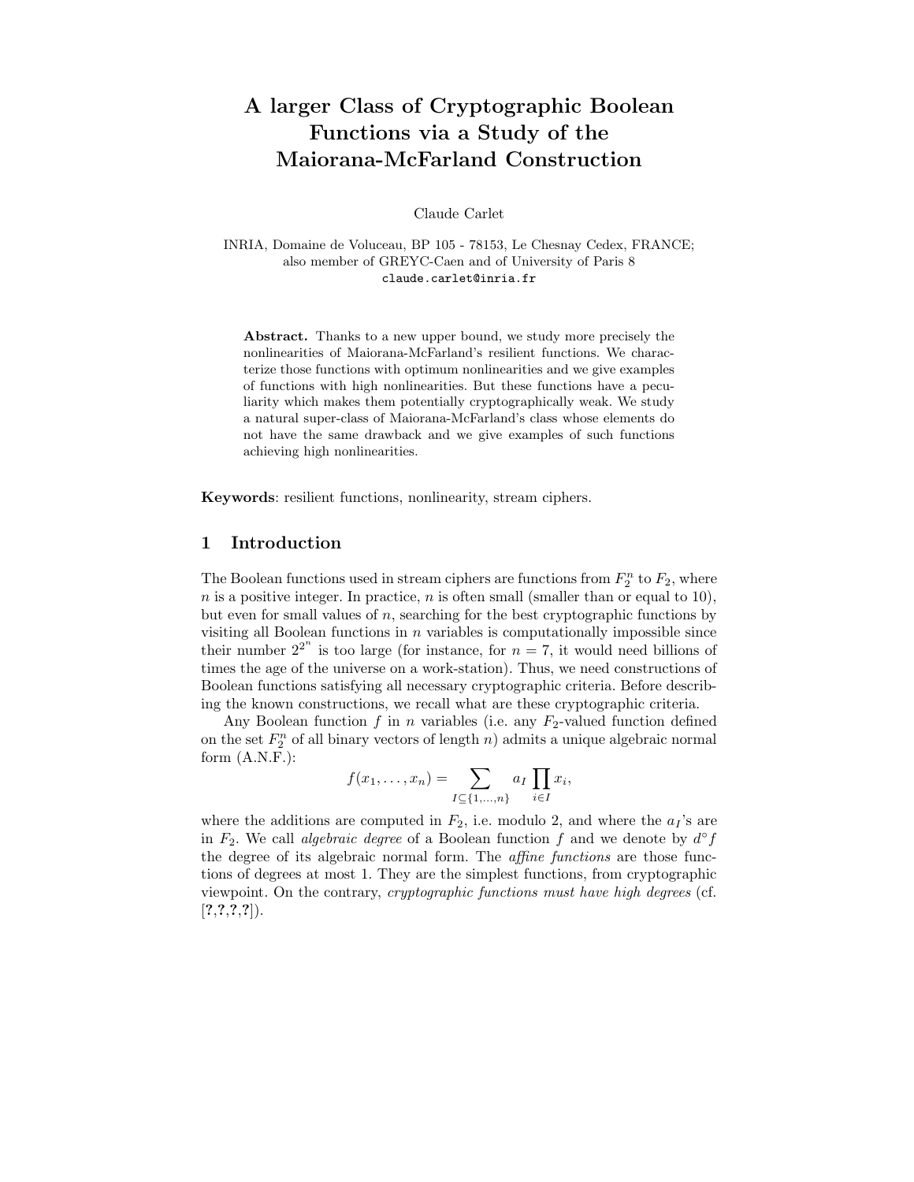# A larger Class of Cryptographic Boolean Functions via a Study of the Maiorana-McFarland Construction

Claude Carlet

INRIA, Domaine de Voluceau, BP 105 - 78153, Le Chesnay Cedex, FRANCE;
also member of GREYC-Caen and of University of Paris 8
claude.carlet@inria.fr

**Abstract.** Thanks to a new upper bound, we study more precisely the nonlinearities of Maiorana-McFarland's resilient functions. We characterize those functions with optimum nonlinearities and we give examples of functions with high nonlinearities. But these functions have a peculiarity which makes them potentially cryptographically weak. We study a natural super-class of Maiorana-McFarland's class whose elements do not have the same drawback and we give examples of such functions achieving high nonlinearities.

**Keywords**: resilient functions, nonlinearity, stream ciphers.

## 1 Introduction

The Boolean functions used in stream ciphers are functions from $F_2^n$ to $F_2$, where $n$ is a positive integer. In practice, $n$ is often small (smaller than or equal to 10), but even for small values of $n$, searching for the best cryptographic functions by visiting all Boolean functions in $n$ variables is computationally impossible since their number $2^{2^n}$ is too large (for instance, for $n = 7$, it would need billions of times the age of the universe on a work-station). Thus, we need constructions of Boolean functions satisfying all necessary cryptographic criteria. Before describing the known constructions, we recall what are these cryptographic criteria.

Any Boolean function $f$ in $n$ variables (i.e. any $F_2$-valued function defined on the set $F_2^n$ of all binary vectors of length $n$) admits a unique algebraic normal form (A.N.F.):

$$f(x_1, \dots, x_n) = \sum_{I \subseteq \{1, \dots, n\}} a_I \prod_{i \in I} x_i,$$

where the additions are computed in $F_2$, i.e. modulo 2, and where the $a_I$'s are in $F_2$. We call *algebraic degree* of a Boolean function $f$ and we denote by $d^\circ f$ the degree of its algebraic normal form. The *affine functions* are those functions of degrees at most 1. They are the simplest functions, from cryptographic viewpoint. On the contrary, *cryptographic functions must have high degrees* (cf. [**?**,**?**,**?**,**?**]).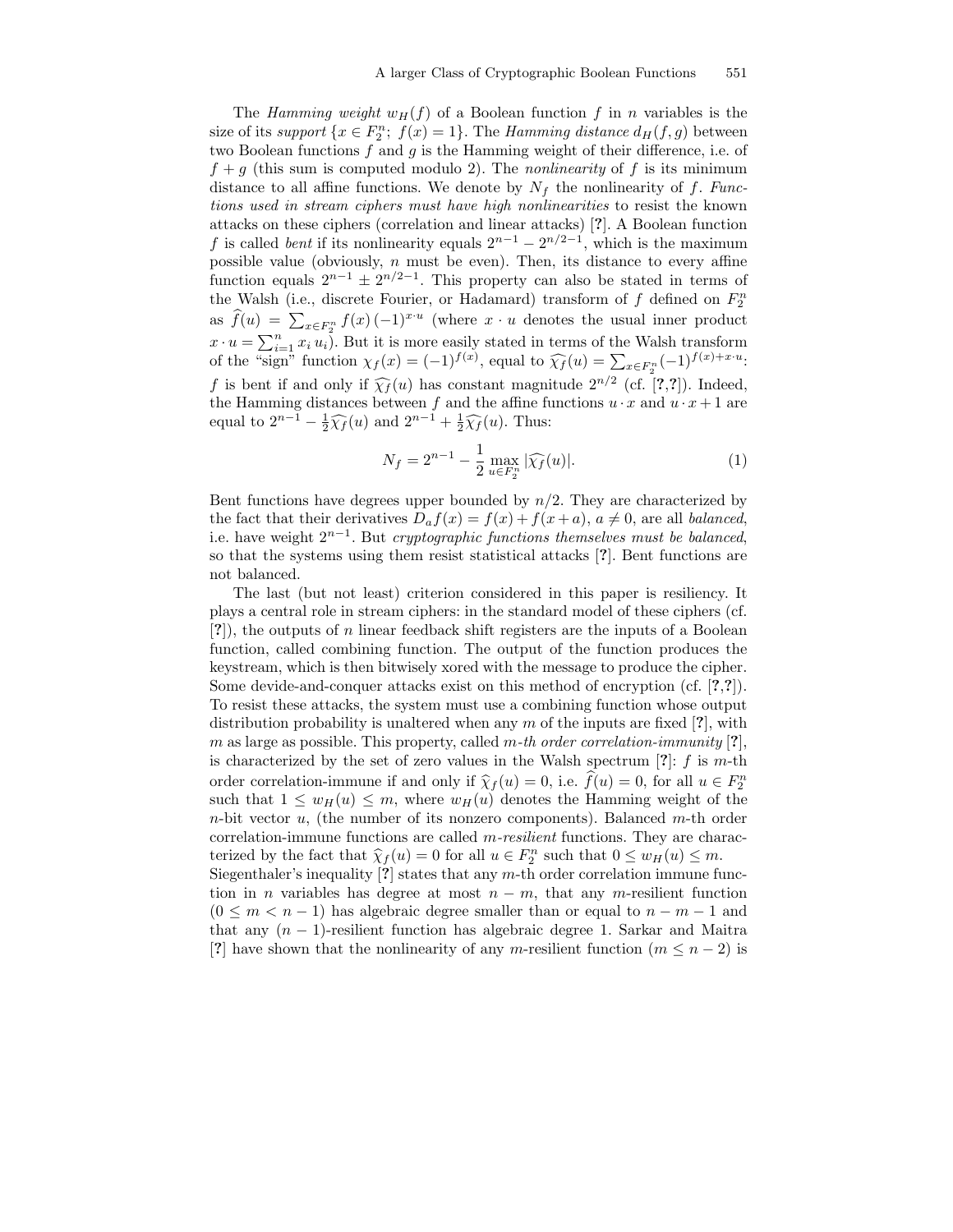The *Hamming weight* $w_H(f)$ of a Boolean function $f$ in $n$ variables is the size of its *support* $\{x \in F_2^n;\ f(x) = 1\}$. The *Hamming distance* $d_H(f, g)$ between two Boolean functions $f$ and $g$ is the Hamming weight of their difference, i.e. of $f + g$ (this sum is computed modulo 2). The *nonlinearity* of $f$ is its minimum distance to all affine functions. We denote by $N_f$ the nonlinearity of $f$. *Functions used in stream ciphers must have high nonlinearities* to resist the known attacks on these ciphers (correlation and linear attacks) [?]. A Boolean function $f$ is called *bent* if its nonlinearity equals $2^{n-1} - 2^{n/2-1}$, which is the maximum possible value (obviously, $n$ must be even). Then, its distance to every affine function equals $2^{n-1} \pm 2^{n/2-1}$. This property can also be stated in terms of the Walsh (i.e., discrete Fourier, or Hadamard) transform of $f$ defined on $F_2^n$ as $\widehat{f}(u) = \sum_{x \in F_2^n} f(x)\,(-1)^{x \cdot u}$ (where $x \cdot u$ denotes the usual inner product $x \cdot u = \sum_{i=1}^n x_i\, u_i$). But it is more easily stated in terms of the Walsh transform of the "sign" function $\chi_f(x) = (-1)^{f(x)}$, equal to $\widehat{\chi_f}(u) = \sum_{x \in F_2^n} (-1)^{f(x)+x \cdot u}$: $f$ is bent if and only if $\widehat{\chi_f}(u)$ has constant magnitude $2^{n/2}$ (cf. [?,?]). Indeed, the Hamming distances between $f$ and the affine functions $u \cdot x$ and $u \cdot x + 1$ are equal to $2^{n-1} - \frac{1}{2}\widehat{\chi_f}(u)$ and $2^{n-1} + \frac{1}{2}\widehat{\chi_f}(u)$. Thus:

$$N_f = 2^{n-1} - \frac{1}{2} \max_{u \in F_2^n} |\widehat{\chi_f}(u)|. \tag{1}$$

Bent functions have degrees upper bounded by $n/2$. They are characterized by the fact that their derivatives $D_a f(x) = f(x) + f(x + a)$, $a \neq 0$, are all *balanced*, i.e. have weight $2^{n-1}$. But *cryptographic functions themselves must be balanced*, so that the systems using them resist statistical attacks [?]. Bent functions are not balanced.

The last (but not least) criterion considered in this paper is resiliency. It plays a central role in stream ciphers: in the standard model of these ciphers (cf. [?]), the outputs of $n$ linear feedback shift registers are the inputs of a Boolean function, called combining function. The output of the function produces the keystream, which is then bitwisely xored with the message to produce the cipher. Some devide-and-conquer attacks exist on this method of encryption (cf. [?,?]). To resist these attacks, the system must use a combining function whose output distribution probability is unaltered when any $m$ of the inputs are fixed [?], with $m$ as large as possible. This property, called *m-th order correlation-immunity* [?], is characterized by the set of zero values in the Walsh spectrum [?]: $f$ is $m$-th order correlation-immune if and only if $\widehat{\chi}_f(u) = 0$, i.e. $\widehat{f}(u) = 0$, for all $u \in F_2^n$ such that $1 \leq w_H(u) \leq m$, where $w_H(u)$ denotes the Hamming weight of the $n$-bit vector $u$, (the number of its nonzero components). Balanced $m$-th order correlation-immune functions are called *m-resilient* functions. They are characterized by the fact that $\widehat{\chi}_f(u) = 0$ for all $u \in F_2^n$ such that $0 \leq w_H(u) \leq m$.
Siegenthaler's inequality [?] states that any $m$-th order correlation immune function in $n$ variables has degree at most $n - m$, that any $m$-resilient function ($0 \leq m < n - 1$) has algebraic degree smaller than or equal to $n - m - 1$ and that any $(n - 1)$-resilient function has algebraic degree 1. Sarkar and Maitra [?] have shown that the nonlinearity of any $m$-resilient function ($m \leq n - 2$) is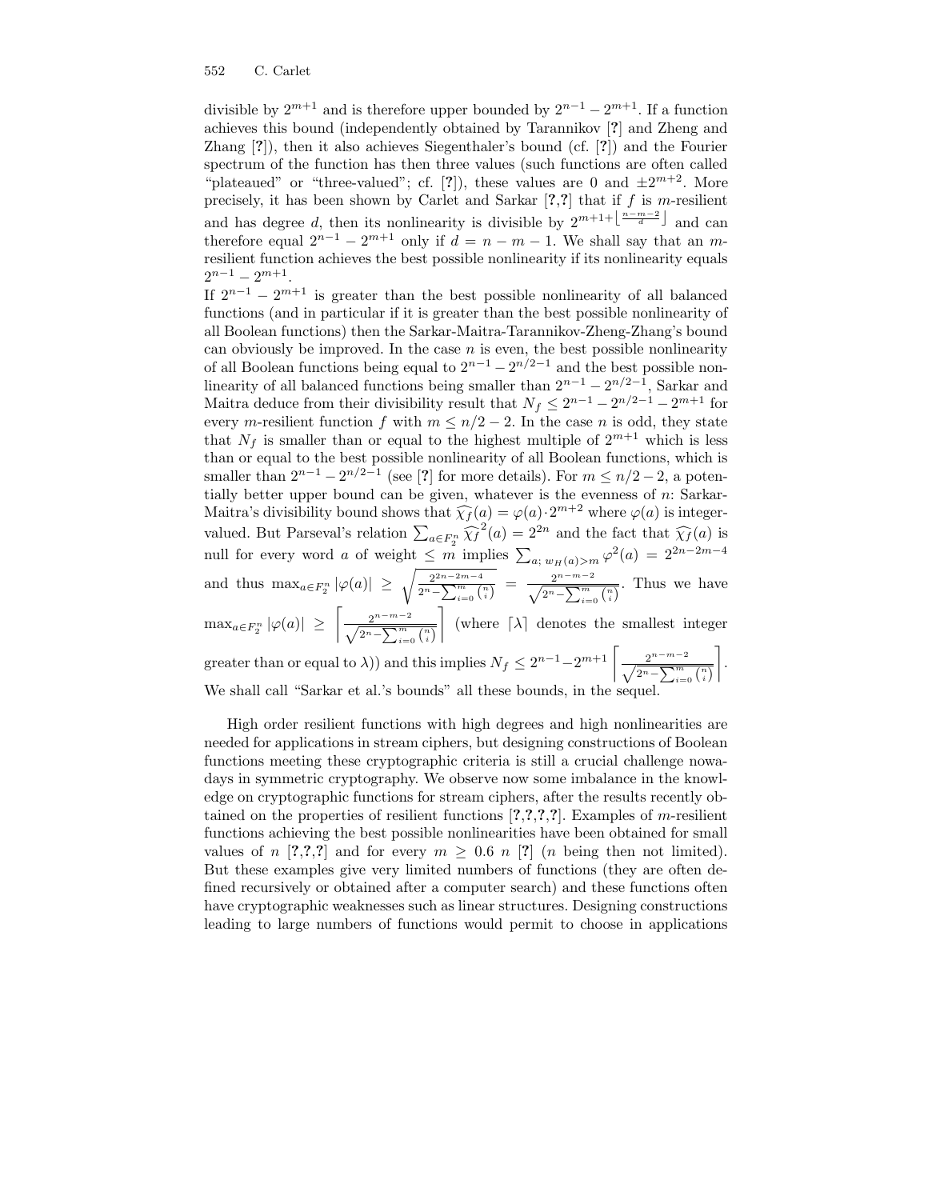divisible by $2^{m+1}$ and is therefore upper bounded by $2^{n-1} - 2^{m+1}$. If a function achieves this bound (independently obtained by Tarannikov [?] and Zheng and Zhang [?]), then it also achieves Siegenthaler's bound (cf. [?]) and the Fourier spectrum of the function has then three values (such functions are often called "plateaued" or "three-valued"; cf. [?]), these values are 0 and $\pm 2^{m+2}$. More precisely, it has been shown by Carlet and Sarkar [?,?] that if $f$ is $m$-resilient and has degree $d$, then its nonlinearity is divisible by $2^{m+1+\lfloor \frac{n-m-2}{d} \rfloor}$ and can therefore equal $2^{n-1} - 2^{m+1}$ only if $d = n - m - 1$. We shall say that an $m$-resilient function achieves the best possible nonlinearity if its nonlinearity equals $2^{n-1} - 2^{m+1}$.

If $2^{n-1} - 2^{m+1}$ is greater than the best possible nonlinearity of all balanced functions (and in particular if it is greater than the best possible nonlinearity of all Boolean functions) then the Sarkar-Maitra-Tarannikov-Zheng-Zhang's bound can obviously be improved. In the case $n$ is even, the best possible nonlinearity of all Boolean functions being equal to $2^{n-1} - 2^{n/2-1}$ and the best possible nonlinearity of all balanced functions being smaller than $2^{n-1} - 2^{n/2-1}$, Sarkar and Maitra deduce from their divisibility result that $N_f \leq 2^{n-1} - 2^{n/2-1} - 2^{m+1}$ for every $m$-resilient function $f$ with $m \leq n/2 - 2$. In the case $n$ is odd, they state that $N_f$ is smaller than or equal to the highest multiple of $2^{m+1}$ which is less than or equal to the best possible nonlinearity of all Boolean functions, which is smaller than $2^{n-1} - 2^{n/2-1}$ (see [?] for more details). For $m \leq n/2 - 2$, a potentially better upper bound can be given, whatever is the evenness of $n$: Sarkar-Maitra's divisibility bound shows that $\widehat{\chi_f}(a) = \varphi(a) \cdot 2^{m+2}$ where $\varphi(a)$ is integer-valued. But Parseval's relation $\sum_{a \in F_2^n} \widehat{\chi_f}^2(a) = 2^{2n}$ and the fact that $\widehat{\chi_f}(a)$ is null for every word $a$ of weight $\leq m$ implies $\sum_{a;\, w_H(a) > m} \varphi^2(a) = 2^{2n-2m-4}$ and thus $\max_{a \in F_2^n} |\varphi(a)| \geq \sqrt{\frac{2^{2n-2m-4}}{2^n - \sum_{i=0}^m \binom{n}{i}}} = \frac{2^{n-m-2}}{\sqrt{2^n - \sum_{i=0}^m \binom{n}{i}}}$. Thus we have $\max_{a \in F_2^n} |\varphi(a)| \geq \left\lceil \frac{2^{n-m-2}}{\sqrt{2^n - \sum_{i=0}^m \binom{n}{i}}} \right\rceil$ (where $\lceil \lambda \rceil$ denotes the smallest integer greater than or equal to $\lambda$)) and this implies $N_f \leq 2^{n-1} - 2^{m+1} \left\lceil \frac{2^{n-m-2}}{\sqrt{2^n - \sum_{i=0}^m \binom{n}{i}}} \right\rceil$. We shall call "Sarkar et al.'s bounds" all these bounds, in the sequel.

High order resilient functions with high degrees and high nonlinearities are needed for applications in stream ciphers, but designing constructions of Boolean functions meeting these cryptographic criteria is still a crucial challenge nowadays in symmetric cryptography. We observe now some imbalance in the knowledge on cryptographic functions for stream ciphers, after the results recently obtained on the properties of resilient functions [?,?,?,?]. Examples of $m$-resilient functions achieving the best possible nonlinearities have been obtained for small values of $n$ [?,?,?] and for every $m \geq 0.6\ n$ [?] ($n$ being then not limited). But these examples give very limited numbers of functions (they are often defined recursively or obtained after a computer search) and these functions often have cryptographic weaknesses such as linear structures. Designing constructions leading to large numbers of functions would permit to choose in applications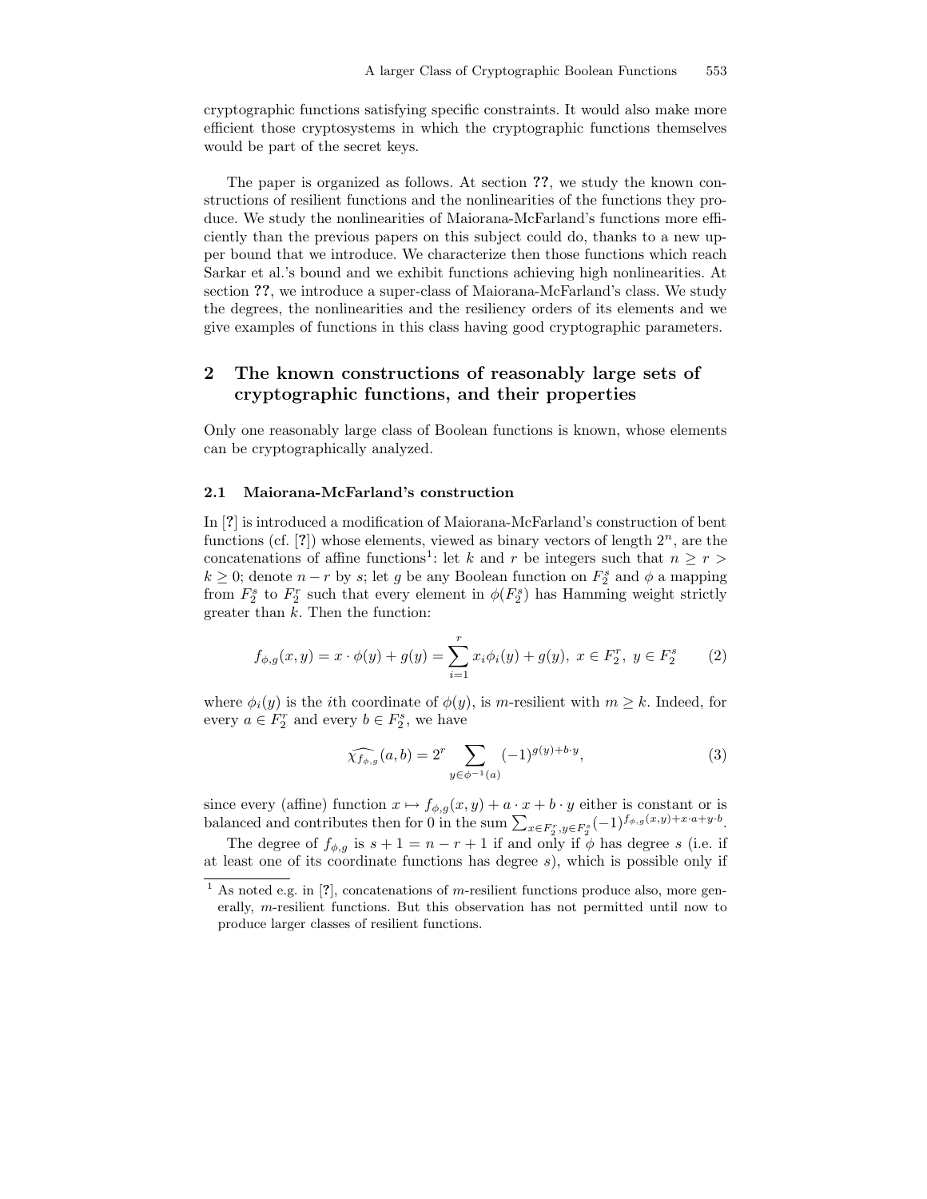cryptographic functions satisfying specific constraints. It would also make more efficient those cryptosystems in which the cryptographic functions themselves would be part of the secret keys.

The paper is organized as follows. At section **??**, we study the known constructions of resilient functions and the nonlinearities of the functions they produce. We study the nonlinearities of Maiorana-McFarland's functions more efficiently than the previous papers on this subject could do, thanks to a new upper bound that we introduce. We characterize then those functions which reach Sarkar et al.'s bound and we exhibit functions achieving high nonlinearities. At section **??**, we introduce a super-class of Maiorana-McFarland's class. We study the degrees, the nonlinearities and the resiliency orders of its elements and we give examples of functions in this class having good cryptographic parameters.

## 2 The known constructions of reasonably large sets of cryptographic functions, and their properties

Only one reasonably large class of Boolean functions is known, whose elements can be cryptographically analyzed.

### 2.1 Maiorana-McFarland's construction

In [**?**] is introduced a modification of Maiorana-McFarland's construction of bent functions (cf. [**?**]) whose elements, viewed as binary vectors of length $2^n$, are the concatenations of affine functions[1]: let $k$ and $r$ be integers such that $n \geq r > k \geq 0$; denote $n - r$ by $s$; let $g$ be any Boolean function on $F_2^s$ and $\phi$ a mapping from $F_2^s$ to $F_2^r$ such that every element in $\phi(F_2^s)$ has Hamming weight strictly greater than $k$. Then the function:

$$f_{\phi,g}(x, y) = x \cdot \phi(y) + g(y) = \sum_{i=1}^{r} x_i \phi_i(y) + g(y),\ x \in F_2^r,\ y \in F_2^s \tag{2}$$

where $\phi_i(y)$ is the $i$th coordinate of $\phi(y)$, is $m$-resilient with $m \geq k$. Indeed, for every $a \in F_2^r$ and every $b \in F_2^s$, we have

$$\widehat{\chi_{f_{\phi,g}}}(a, b) = 2^r \sum_{y \in \phi^{-1}(a)} (-1)^{g(y)+b\cdot y}, \tag{3}$$

since every (affine) function $x \mapsto f_{\phi,g}(x, y) + a \cdot x + b \cdot y$ either is constant or is balanced and contributes then for 0 in the sum $\sum_{x\in F_2^r, y\in F_2^s} (-1)^{f_{\phi,g}(x,y)+x\cdot a+y\cdot b}$.

The degree of $f_{\phi,g}$ is $s + 1 = n - r + 1$ if and only if $\phi$ has degree $s$ (i.e. if at least one of its coordinate functions has degree $s$), which is possible only if

---

[1] As noted e.g. in [**?**], concatenations of $m$-resilient functions produce also, more generally, $m$-resilient functions. But this observation has not permitted until now to produce larger classes of resilient functions.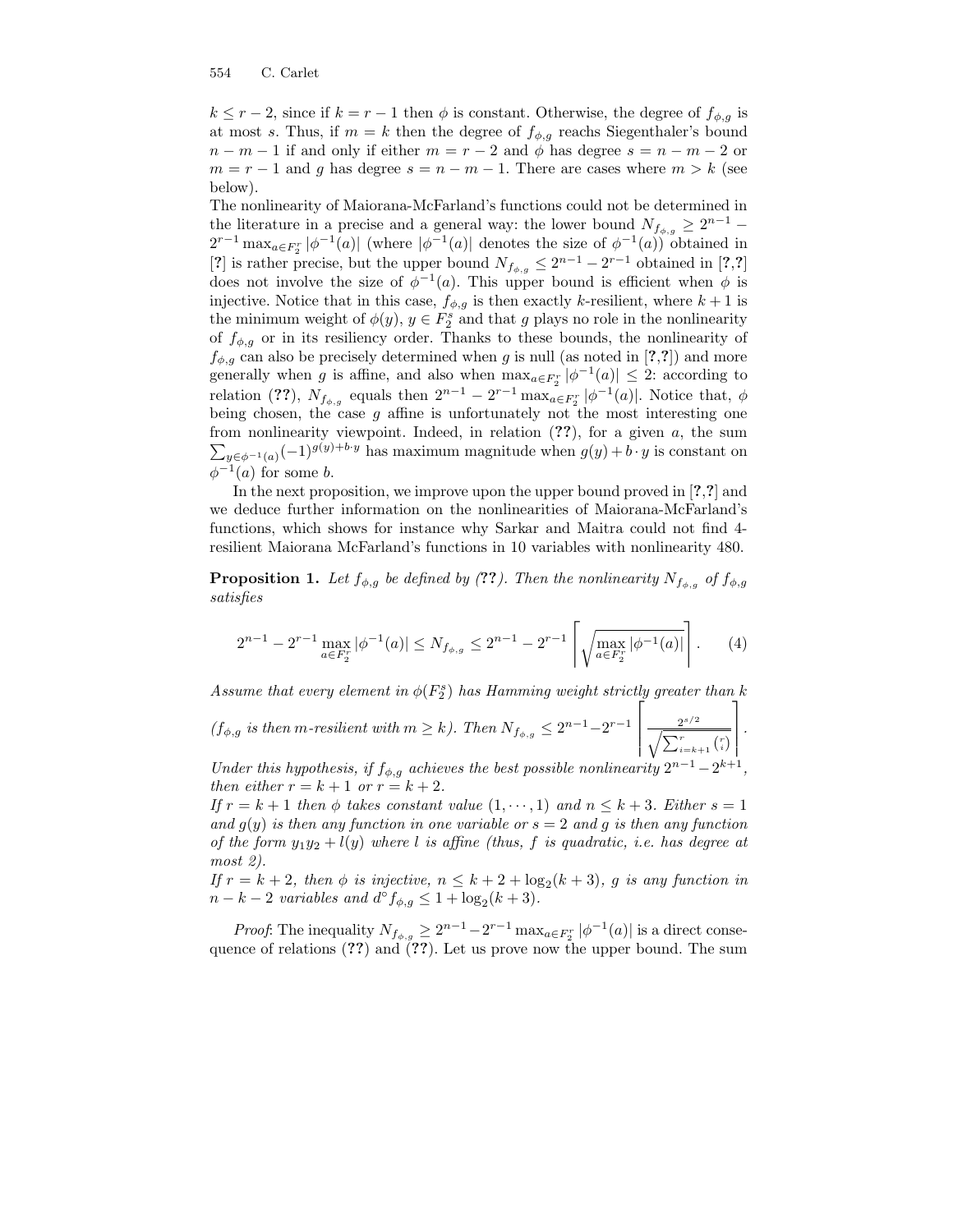$k \leq r-2$, since if $k = r-1$ then $\phi$ is constant. Otherwise, the degree of $f_{\phi,g}$ is at most $s$. Thus, if $m = k$ then the degree of $f_{\phi,g}$ reachs Siegenthaler's bound $n-m-1$ if and only if either $m = r-2$ and $\phi$ has degree $s = n-m-2$ or $m = r-1$ and $g$ has degree $s = n-m-1$. There are cases where $m > k$ (see below).

The nonlinearity of Maiorana-McFarland's functions could not be determined in the literature in a precise and a general way: the lower bound $N_{f_{\phi,g}} \geq 2^{n-1} - 2^{r-1}\max_{a\in F_2^r} |\phi^{-1}(a)|$ (where $|\phi^{-1}(a)|$ denotes the size of $\phi^{-1}(a)$) obtained in [?] is rather precise, but the upper bound $N_{f_{\phi,g}} \leq 2^{n-1} - 2^{r-1}$ obtained in [?,?] does not involve the size of $\phi^{-1}(a)$. This upper bound is efficient when $\phi$ is injective. Notice that in this case, $f_{\phi,g}$ is then exactly $k$-resilient, where $k+1$ is the minimum weight of $\phi(y)$, $y \in F_2^s$ and that $g$ plays no role in the nonlinearity of $f_{\phi,g}$ or in its resiliency order. Thanks to these bounds, the nonlinearity of $f_{\phi,g}$ can also be precisely determined when $g$ is null (as noted in [?,?]) and more generally when $g$ is affine, and also when $\max_{a\in F_2^r} |\phi^{-1}(a)| \leq 2$: according to relation (**??**), $N_{f_{\phi,g}}$ equals then $2^{n-1} - 2^{r-1}\max_{a\in F_2^r} |\phi^{-1}(a)|$. Notice that, $\phi$ being chosen, the case $g$ affine is unfortunately not the most interesting one from nonlinearity viewpoint. Indeed, in relation (**??**), for a given $a$, the sum $\sum_{y\in\phi^{-1}(a)}(-1)^{g(y)+b\cdot y}$ has maximum magnitude when $g(y) + b\cdot y$ is constant on $\phi^{-1}(a)$ for some $b$.

In the next proposition, we improve upon the upper bound proved in [?,?] and we deduce further information on the nonlinearities of Maiorana-McFarland's functions, which shows for instance why Sarkar and Maitra could not find 4-resilient Maiorana McFarland's functions in 10 variables with nonlinearity 480.

**Proposition 1.** *Let $f_{\phi,g}$ be defined by (**??**). Then the nonlinearity $N_{f_{\phi,g}}$ of $f_{\phi,g}$ satisfies*

$$2^{n-1} - 2^{r-1}\max_{a\in F_2^r} |\phi^{-1}(a)| \leq N_{f_{\phi,g}} \leq 2^{n-1} - 2^{r-1}\left\lceil \sqrt{\max_{a\in F_2^r} |\phi^{-1}(a)|}\right\rceil. \qquad (4)$$

*Assume that every element in $\phi(F_2^s)$ has Hamming weight strictly greater than $k$ ($f_{\phi,g}$ is then $m$-resilient with $m \geq k$). Then $N_{f_{\phi,g}} \leq 2^{n-1} - 2^{r-1}\left\lceil \frac{2^{s/2}}{\sqrt{\sum_{i=k+1}^{r}\binom{r}{i}}}\right\rceil$.*
*Under this hypothesis, if $f_{\phi,g}$ achieves the best possible nonlinearity $2^{n-1} - 2^{k+1}$, then either $r = k+1$ or $r = k+2$.*
*If $r = k+1$ then $\phi$ takes constant value $(1,\cdots,1)$ and $n \leq k+3$. Either $s = 1$ and $g(y)$ is then any function in one variable or $s = 2$ and $g$ is then any function of the form $y_1y_2 + l(y)$ where $l$ is affine (thus, $f$ is quadratic, i.e. has degree at most 2).*
*If $r = k+2$, then $\phi$ is injective, $n \leq k+2+\log_2(k+3)$, $g$ is any function in $n-k-2$ variables and $d^\circ f_{\phi,g} \leq 1 + \log_2(k+3)$.*

*Proof*: The inequality $N_{f_{\phi,g}} \geq 2^{n-1} - 2^{r-1}\max_{a\in F_2^r} |\phi^{-1}(a)|$ is a direct consequence of relations (**??**) and (**??**). Let us prove now the upper bound. The sum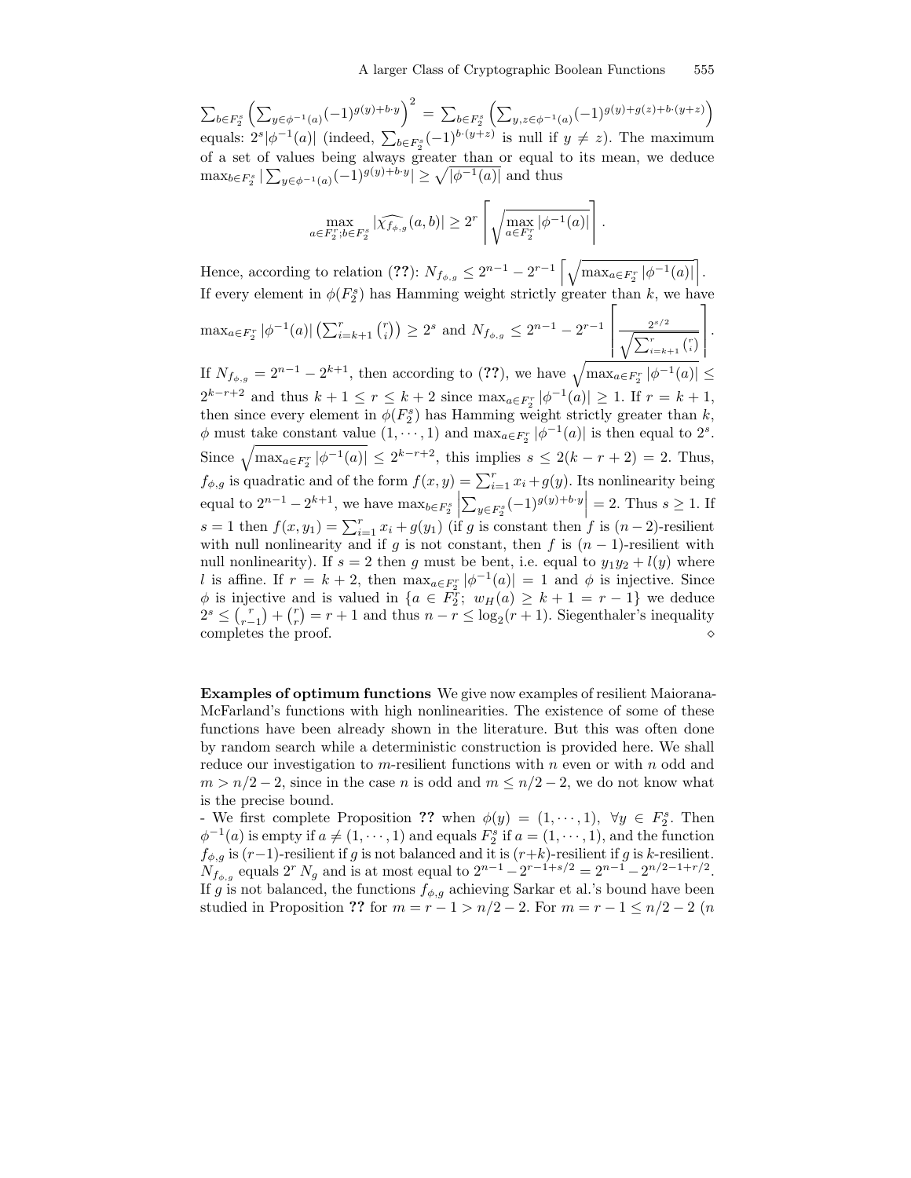$\sum_{b\in F_2^s}\left(\sum_{y\in\phi^{-1}(a)}(-1)^{g(y)+b\cdot y}\right)^2 = \sum_{b\in F_2^s}\left(\sum_{y,z\in\phi^{-1}(a)}(-1)^{g(y)+g(z)+b\cdot(y+z)}\right)$ equals: $2^s|\phi^{-1}(a)|$ (indeed, $\sum_{b\in F_2^s}(-1)^{b\cdot(y+z)}$ is null if $y\neq z$). The maximum of a set of values being always greater than or equal to its mean, we deduce $\max_{b\in F_2^s}|\sum_{y\in\phi^{-1}(a)}(-1)^{g(y)+b\cdot y}| \geq \sqrt{|\phi^{-1}(a)|}$ and thus

$$\max_{a\in F_2^r; b\in F_2^s}|\widehat{\chi_{f_{\phi,g}}}(a,b)| \geq 2^r\left\lceil\sqrt{\max_{a\in F_2^r}|\phi^{-1}(a)|}\right\rceil.$$

Hence, according to relation (??): $N_{f_{\phi,g}} \leq 2^{n-1} - 2^{r-1}\left\lceil\sqrt{\max_{a\in F_2^r}|\phi^{-1}(a)|}\right\rceil$.
If every element in $\phi(F_2^s)$ has Hamming weight strictly greater than $k$, we have $\max_{a\in F_2^r}|\phi^{-1}(a)|\left(\sum_{i=k+1}^{r}\binom{r}{i}\right) \geq 2^s$ and $N_{f_{\phi,g}} \leq 2^{n-1} - 2^{r-1}\left\lceil\frac{2^{s/2}}{\sqrt{\sum_{i=k+1}^{r}\binom{r}{i}}}\right\rceil$.
If $N_{f_{\phi,g}} = 2^{n-1} - 2^{k+1}$, then according to (??), we have $\sqrt{\max_{a\in F_2^r}|\phi^{-1}(a)|} \leq 2^{k-r+2}$ and thus $k+1 \leq r \leq k+2$ since $\max_{a\in F_2^r}|\phi^{-1}(a)| \geq 1$. If $r = k+1$, then since every element in $\phi(F_2^s)$ has Hamming weight strictly greater than $k$, $\phi$ must take constant value $(1,\cdots,1)$ and $\max_{a\in F_2^r}|\phi^{-1}(a)|$ is then equal to $2^s$. Since $\sqrt{\max_{a\in F_2^r}|\phi^{-1}(a)|} \leq 2^{k-r+2}$, this implies $s \leq 2(k-r+2) = 2$. Thus, $f_{\phi,g}$ is quadratic and of the form $f(x,y) = \sum_{i=1}^{r}x_i + g(y)$. Its nonlinearity being equal to $2^{n-1} - 2^{k+1}$, we have $\max_{b\in F_2^s}\left|\sum_{y\in F_2^s}(-1)^{g(y)+b\cdot y}\right| = 2$. Thus $s \geq 1$. If $s = 1$ then $f(x,y_1) = \sum_{i=1}^{r}x_i + g(y_1)$ (if $g$ is constant then $f$ is $(n-2)$-resilient with null nonlinearity and if $g$ is not constant, then $f$ is $(n-1)$-resilient with null nonlinearity). If $s = 2$ then $g$ must be bent, i.e. equal to $y_1y_2 + l(y)$ where $l$ is affine. If $r = k+2$, then $\max_{a\in F_2^r}|\phi^{-1}(a)| = 1$ and $\phi$ is injective. Since $\phi$ is injective and is valued in $\{a\in F_2^r;\ w_H(a) \geq k+1 = r-1\}$ we deduce $2^s \leq \binom{r}{r-1} + \binom{r}{r} = r+1$ and thus $n - r \leq \log_2(r+1)$. Siegenthaler's inequality completes the proof. $\diamond$

**Examples of optimum functions** We give now examples of resilient Maiorana-McFarland's functions with high nonlinearities. The existence of some of these functions have been already shown in the literature. But this was often done by random search while a deterministic construction is provided here. We shall reduce our investigation to $m$-resilient functions with $n$ even or with $n$ odd and $m > n/2 - 2$, since in the case $n$ is odd and $m \leq n/2 - 2$, we do not know what is the precise bound.

- We first complete Proposition ?? when $\phi(y) = (1,\cdots,1),\ \forall y\in F_2^s$. Then $\phi^{-1}(a)$ is empty if $a \neq (1,\cdots,1)$ and equals $F_2^s$ if $a = (1,\cdots,1)$, and the function $f_{\phi,g}$ is $(r-1)$-resilient if $g$ is not balanced and it is $(r+k)$-resilient if $g$ is $k$-resilient. $N_{f_{\phi,g}}$ equals $2^r N_g$ and is at most equal to $2^{n-1} - 2^{r-1+s/2} = 2^{n-1} - 2^{n/2-1+r/2}$. If $g$ is not balanced, the functions $f_{\phi,g}$ achieving Sarkar et al.'s bound have been studied in Proposition ?? for $m = r-1 > n/2 - 2$. For $m = r-1 \leq n/2 - 2$ ($n$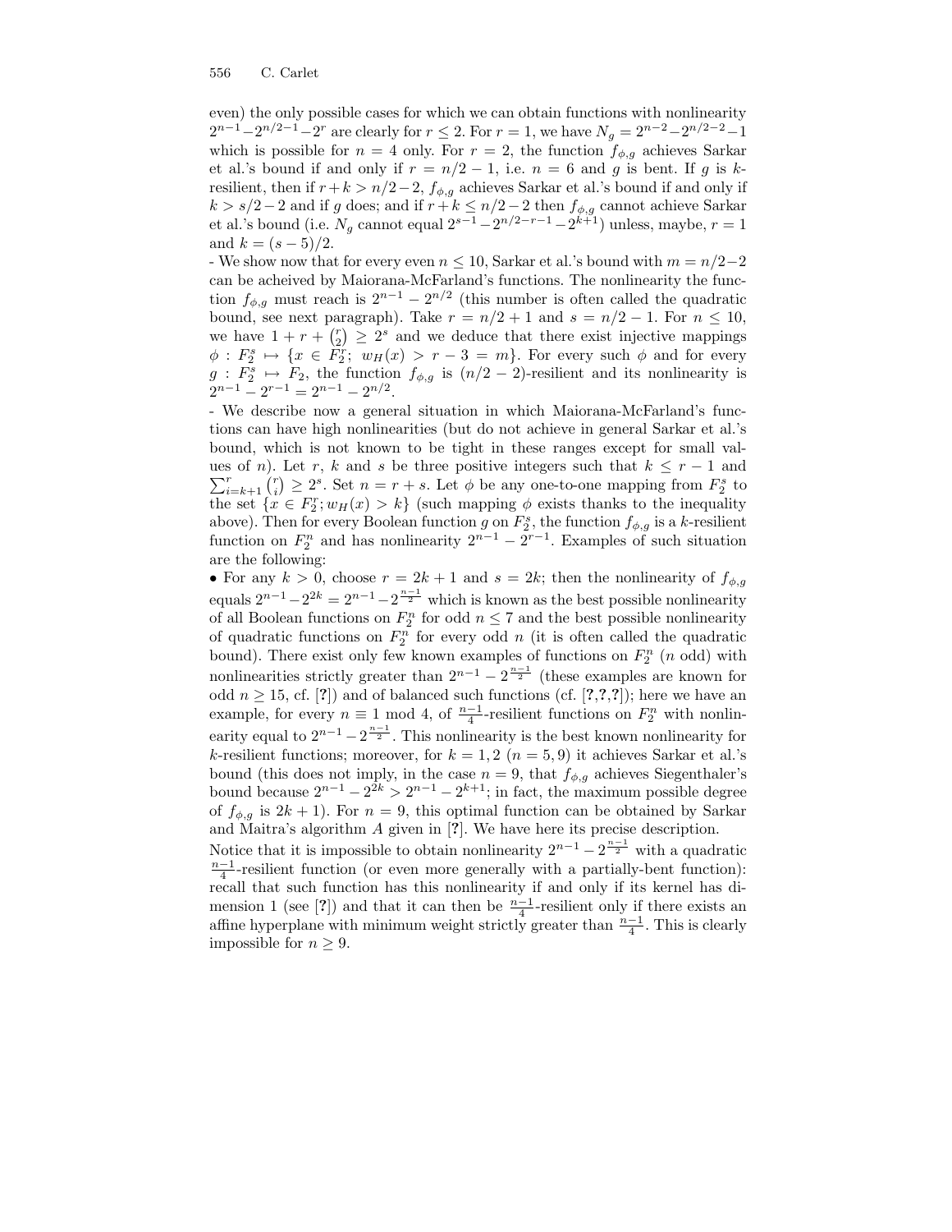even) the only possible cases for which we can obtain functions with nonlinearity $2^{n-1}-2^{n/2-1}-2^r$ are clearly for $r \le 2$. For $r=1$, we have $N_g = 2^{n-2}-2^{n/2-2}-1$ which is possible for $n=4$ only. For $r=2$, the function $f_{\phi,g}$ achieves Sarkar et al.'s bound if and only if $r=n/2-1$, i.e. $n=6$ and $g$ is bent. If $g$ is $k$-resilient, then if $r+k > n/2-2$, $f_{\phi,g}$ achieves Sarkar et al.'s bound if and only if $k > s/2-2$ and if $g$ does; and if $r+k \le n/2-2$ then $f_{\phi,g}$ cannot achieve Sarkar et al.'s bound (i.e. $N_g$ cannot equal $2^{s-1}-2^{n/2-r-1}-2^{k+1}$) unless, maybe, $r=1$ and $k=(s-5)/2$.

- We show now that for every even $n \le 10$, Sarkar et al.'s bound with $m = n/2-2$ can be acheived by Maiorana-McFarland's functions. The nonlinearity the function $f_{\phi,g}$ must reach is $2^{n-1}-2^{n/2}$ (this number is often called the quadratic bound, see next paragraph). Take $r = n/2+1$ and $s = n/2-1$. For $n \le 10$, we have $1 + r + \binom{r}{2} \ge 2^s$ and we deduce that there exist injective mappings $\phi : F_2^s \mapsto \{x \in F_2^r;\ w_H(x) > r-3 = m\}$. For every such $\phi$ and for every $g : F_2^s \mapsto F_2$, the function $f_{\phi,g}$ is $(n/2-2)$-resilient and its nonlinearity is $2^{n-1}-2^{r-1} = 2^{n-1}-2^{n/2}$.

- We describe now a general situation in which Maiorana-McFarland's functions can have high nonlinearities (but do not achieve in general Sarkar et al.'s bound, which is not known to be tight in these ranges except for small values of $n$). Let $r$, $k$ and $s$ be three positive integers such that $k \le r-1$ and $\sum_{i=k+1}^{r} \binom{r}{i} \ge 2^s$. Set $n = r+s$. Let $\phi$ be any one-to-one mapping from $F_2^s$ to the set $\{x \in F_2^r; w_H(x) > k\}$ (such mapping $\phi$ exists thanks to the inequality above). Then for every Boolean function $g$ on $F_2^s$, the function $f_{\phi,g}$ is a $k$-resilient function on $F_2^n$ and has nonlinearity $2^{n-1}-2^{r-1}$. Examples of such situation are the following:

• For any $k > 0$, choose $r = 2k+1$ and $s = 2k$; then the nonlinearity of $f_{\phi,g}$ equals $2^{n-1}-2^{2k} = 2^{n-1}-2^{\frac{n-1}{2}}$ which is known as the best possible nonlinearity of all Boolean functions on $F_2^n$ for odd $n \le 7$ and the best possible nonlinearity of quadratic functions on $F_2^n$ for every odd $n$ (it is often called the quadratic bound). There exist only few known examples of functions on $F_2^n$ ($n$ odd) with nonlinearities strictly greater than $2^{n-1}-2^{\frac{n-1}{2}}$ (these examples are known for odd $n \ge 15$, cf. [?]) and of balanced such functions (cf. [?,?,?]); here we have an example, for every $n \equiv 1 \bmod 4$, of $\frac{n-1}{4}$-resilient functions on $F_2^n$ with nonlinearity equal to $2^{n-1}-2^{\frac{n-1}{2}}$. This nonlinearity is the best known nonlinearity for $k$-resilient functions; moreover, for $k=1,2$ ($n=5,9$) it achieves Sarkar et al.'s bound (this does not imply, in the case $n=9$, that $f_{\phi,g}$ achieves Siegenthaler's bound because $2^{n-1}-2^{2k} > 2^{n-1}-2^{k+1}$; in fact, the maximum possible degree of $f_{\phi,g}$ is $2k+1$). For $n=9$, this optimal function can be obtained by Sarkar and Maitra's algorithm $A$ given in [?]. We have here its precise description.

Notice that it is impossible to obtain nonlinearity $2^{n-1}-2^{\frac{n-1}{2}}$ with a quadratic $\frac{n-1}{4}$-resilient function (or even more generally with a partially-bent function): recall that such function has this nonlinearity if and only if its kernel has dimension 1 (see [?]) and that it can then be $\frac{n-1}{4}$-resilient only if there exists an affine hyperplane with minimum weight strictly greater than $\frac{n-1}{4}$. This is clearly impossible for $n \ge 9$.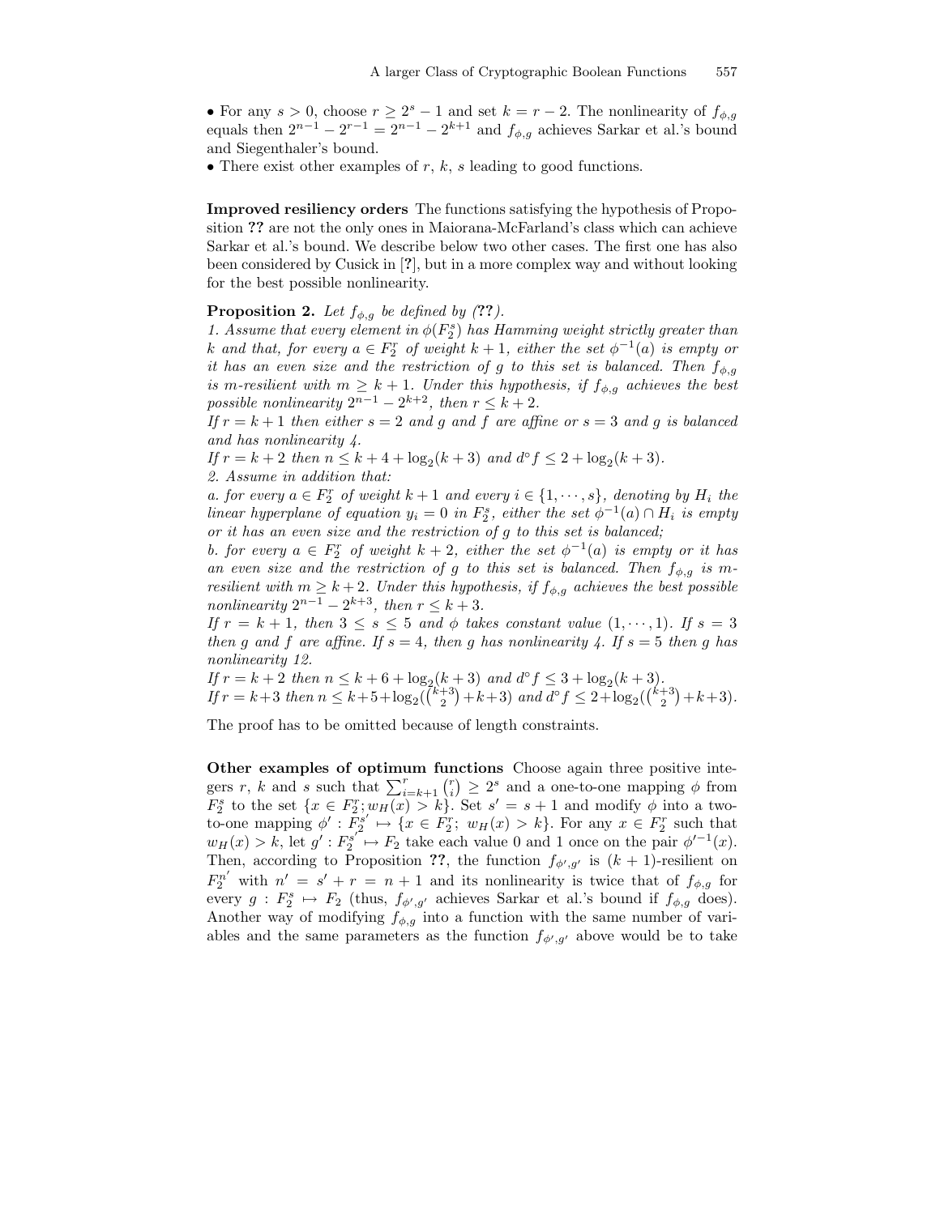• For any $s > 0$, choose $r \geq 2^s - 1$ and set $k = r - 2$. The nonlinearity of $f_{\phi,g}$ equals then $2^{n-1} - 2^{r-1} = 2^{n-1} - 2^{k+1}$ and $f_{\phi,g}$ achieves Sarkar et al.'s bound and Siegenthaler's bound.

• There exist other examples of $r$, $k$, $s$ leading to good functions.

**Improved resiliency orders** The functions satisfying the hypothesis of Proposition **??** are not the only ones in Maiorana-McFarland's class which can achieve Sarkar et al.'s bound. We describe below two other cases. The first one has also been considered by Cusick in [**?**], but in a more complex way and without looking for the best possible nonlinearity.

**Proposition 2.** *Let $f_{\phi,g}$ be defined by (**??**).*
*1. Assume that every element in $\phi(F_2^s)$ has Hamming weight strictly greater than $k$ and that, for every $a \in F_2^r$ of weight $k+1$, either the set $\phi^{-1}(a)$ is empty or it has an even size and the restriction of $g$ to this set is balanced. Then $f_{\phi,g}$ is $m$-resilient with $m \geq k+1$. Under this hypothesis, if $f_{\phi,g}$ achieves the best possible nonlinearity $2^{n-1} - 2^{k+2}$, then $r \leq k+2$.*
*If $r = k+1$ then either $s = 2$ and $g$ and $f$ are affine or $s = 3$ and $g$ is balanced and has nonlinearity 4.*
*If $r = k+2$ then $n \leq k+4+\log_2(k+3)$ and $d^\circ f \leq 2 + \log_2(k+3)$.*
*2. Assume in addition that:*
*a. for every $a \in F_2^r$ of weight $k+1$ and every $i \in \{1, \cdots, s\}$, denoting by $H_i$ the linear hyperplane of equation $y_i = 0$ in $F_2^s$, either the set $\phi^{-1}(a) \cap H_i$ is empty or it has an even size and the restriction of $g$ to this set is balanced;*
*b. for every $a \in F_2^r$ of weight $k+2$, either the set $\phi^{-1}(a)$ is empty or it has an even size and the restriction of $g$ to this set is balanced. Then $f_{\phi,g}$ is $m$-resilient with $m \geq k+2$. Under this hypothesis, if $f_{\phi,g}$ achieves the best possible nonlinearity $2^{n-1} - 2^{k+3}$, then $r \leq k+3$.*
*If $r = k+1$, then $3 \leq s \leq 5$ and $\phi$ takes constant value $(1, \cdots, 1)$. If $s = 3$ then $g$ and $f$ are affine. If $s = 4$, then $g$ has nonlinearity 4. If $s = 5$ then $g$ has nonlinearity 12.*
*If $r = k+2$ then $n \leq k+6+\log_2(k+3)$ and $d^\circ f \leq 3+\log_2(k+3)$.*
*If $r = k+3$ then $n \leq k+5+\log_2(\binom{k+3}{2}+k+3)$ and $d^\circ f \leq 2+\log_2(\binom{k+3}{2}+k+3)$.*

The proof has to be omitted because of length constraints.

**Other examples of optimum functions** Choose again three positive integers $r$, $k$ and $s$ such that $\sum_{i=k+1}^{r} \binom{r}{i} \geq 2^s$ and a one-to-one mapping $\phi$ from $F_2^s$ to the set $\{x \in F_2^r; w_H(x) > k\}$. Set $s' = s+1$ and modify $\phi$ into a two-to-one mapping $\phi' : F_2^{s'} \mapsto \{x \in F_2^r;\ w_H(x) > k\}$. For any $x \in F_2^r$ such that $w_H(x) > k$, let $g' : F_2^{s'} \mapsto F_2$ take each value 0 and 1 once on the pair $\phi'^{-1}(x)$. Then, according to Proposition **??**, the function $f_{\phi',g'}$ is $(k+1)$-resilient on $F_2^{n'}$ with $n' = s'+r = n+1$ and its nonlinearity is twice that of $f_{\phi,g}$ for every $g : F_2^s \mapsto F_2$ (thus, $f_{\phi',g'}$ achieves Sarkar et al.'s bound if $f_{\phi,g}$ does). Another way of modifying $f_{\phi,g}$ into a function with the same number of variables and the same parameters as the function $f_{\phi',g'}$ above would be to take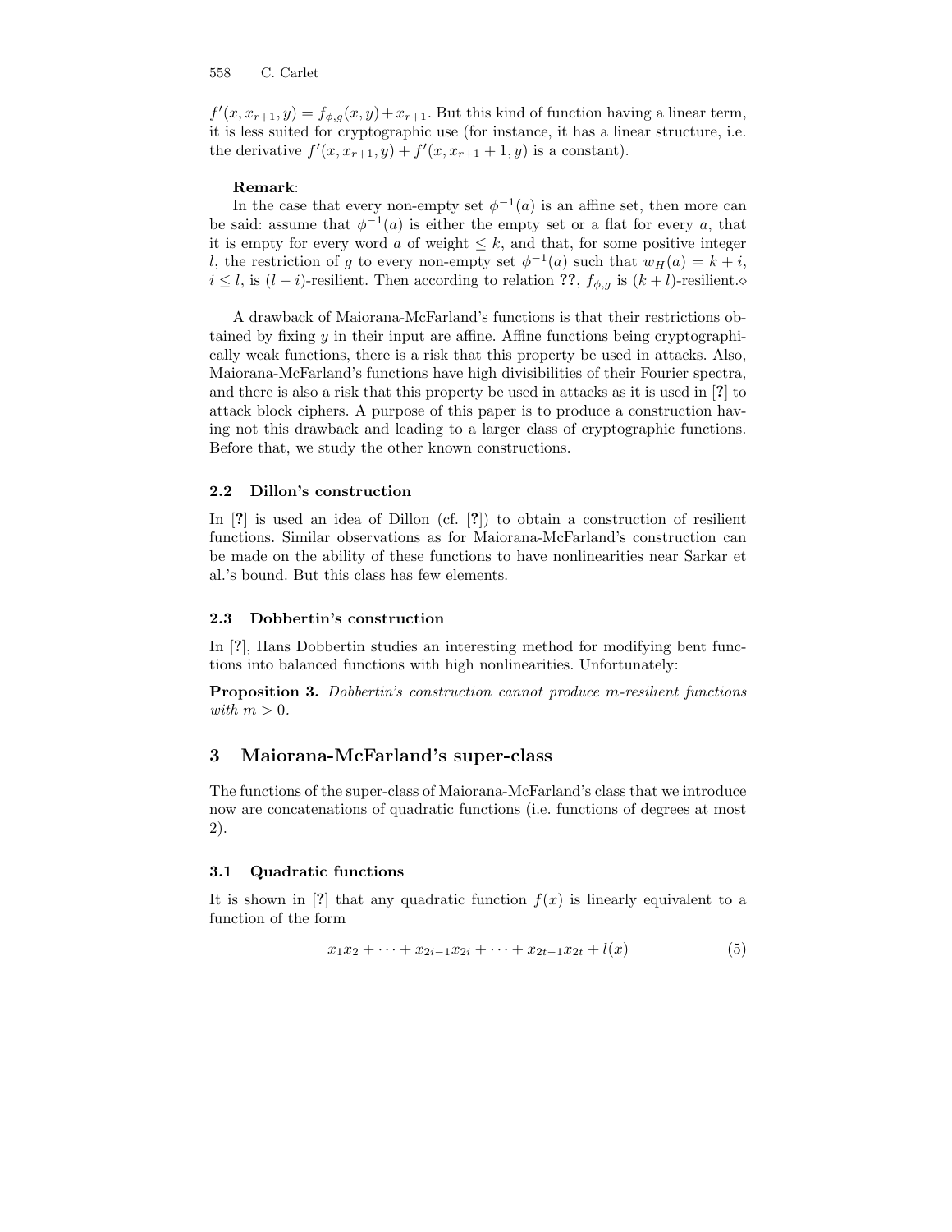$f'(x, x_{r+1}, y) = f_{\phi,g}(x, y) + x_{r+1}$. But this kind of function having a linear term, it is less suited for cryptographic use (for instance, it has a linear structure, i.e. the derivative $f'(x, x_{r+1}, y) + f'(x, x_{r+1} + 1, y)$ is a constant).

**Remark**:

In the case that every non-empty set $\phi^{-1}(a)$ is an affine set, then more can be said: assume that $\phi^{-1}(a)$ is either the empty set or a flat for every $a$, that it is empty for every word $a$ of weight $\leq k$, and that, for some positive integer $l$, the restriction of $g$ to every non-empty set $\phi^{-1}(a)$ such that $w_H(a) = k + i$, $i \leq l$, is $(l - i)$-resilient. Then according to relation **??**, $f_{\phi,g}$ is $(k + l)$-resilient.⋄

A drawback of Maiorana-McFarland's functions is that their restrictions obtained by fixing $y$ in their input are affine. Affine functions being cryptographically weak functions, there is a risk that this property be used in attacks. Also, Maiorana-McFarland's functions have high divisibilities of their Fourier spectra, and there is also a risk that this property be used in attacks as it is used in [**?**] to attack block ciphers. A purpose of this paper is to produce a construction having not this drawback and leading to a larger class of cryptographic functions. Before that, we study the other known constructions.

### 2.2 Dillon's construction

In [**?**] is used an idea of Dillon (cf. [**?**]) to obtain a construction of resilient functions. Similar observations as for Maiorana-McFarland's construction can be made on the ability of these functions to have nonlinearities near Sarkar et al.'s bound. But this class has few elements.

### 2.3 Dobbertin's construction

In [**?**], Hans Dobbertin studies an interesting method for modifying bent functions into balanced functions with high nonlinearities. Unfortunately:

**Proposition 3.** *Dobbertin's construction cannot produce m-resilient functions with $m > 0$.*

## 3 Maiorana-McFarland's super-class

The functions of the super-class of Maiorana-McFarland's class that we introduce now are concatenations of quadratic functions (i.e. functions of degrees at most 2).

### 3.1 Quadratic functions

It is shown in [**?**] that any quadratic function $f(x)$ is linearly equivalent to a function of the form

$$x_1x_2 + \cdots + x_{2i-1}x_{2i} + \cdots + x_{2t-1}x_{2t} + l(x) \tag{5}$$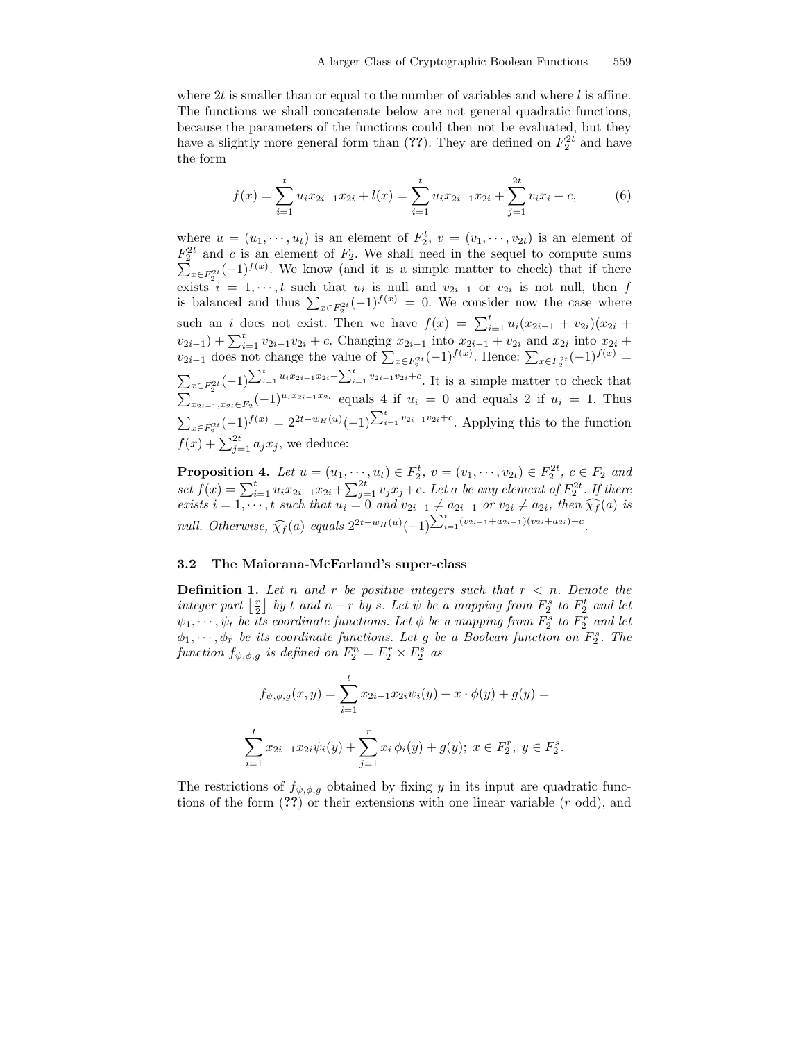where $2t$ is smaller than or equal to the number of variables and where $l$ is affine. The functions we shall concatenate below are not general quadratic functions, because the parameters of the functions could then not be evaluated, but they have a slightly more general form than (**??**). They are defined on $F_2^{2t}$ and have the form

$$f(x) = \sum_{i=1}^{t} u_i x_{2i-1} x_{2i} + l(x) = \sum_{i=1}^{t} u_i x_{2i-1} x_{2i} + \sum_{j=1}^{2t} v_i x_i + c, \tag{6}$$

where $u = (u_1, \cdots, u_t)$ is an element of $F_2^t$, $v = (v_1, \cdots, v_{2t})$ is an element of $F_2^{2t}$ and $c$ is an element of $F_2$. We shall need in the sequel to compute sums $\sum_{x \in F_2^{2t}} (-1)^{f(x)}$. We know (and it is a simple matter to check) that if there exists $i = 1, \cdots, t$ such that $u_i$ is null and $v_{2i-1}$ or $v_{2i}$ is not null, then $f$ is balanced and thus $\sum_{x \in F_2^{2t}} (-1)^{f(x)} = 0$. We consider now the case where such an $i$ does not exist. Then we have $f(x) = \sum_{i=1}^{t} u_i (x_{2i-1} + v_{2i})(x_{2i} + v_{2i-1}) + \sum_{i=1}^{t} v_{2i-1} v_{2i} + c$. Changing $x_{2i-1}$ into $x_{2i-1} + v_{2i}$ and $x_{2i}$ into $x_{2i} + v_{2i-1}$ does not change the value of $\sum_{x \in F_2^{2t}} (-1)^{f(x)}$. Hence: $\sum_{x \in F_2^{2t}} (-1)^{f(x)} = \sum_{x \in F_2^{2t}} (-1)^{\sum_{i=1}^{t} u_i x_{2i-1} x_{2i} + \sum_{i=1}^{t} v_{2i-1} v_{2i} + c}$. It is a simple matter to check that $\sum_{x_{2i-1}, x_{2i} \in F_2} (-1)^{u_i x_{2i-1} x_{2i}}$ equals 4 if $u_i = 0$ and equals 2 if $u_i = 1$. Thus $\sum_{x \in F_2^{2t}} (-1)^{f(x)} = 2^{2t - w_H(u)} (-1)^{\sum_{i=1}^{t} v_{2i-1} v_{2i} + c}$. Applying this to the function $f(x) + \sum_{j=1}^{2t} a_j x_j$, we deduce:

**Proposition 4.** *Let $u = (u_1, \cdots, u_t) \in F_2^t$, $v = (v_1, \cdots, v_{2t}) \in F_2^{2t}$, $c \in F_2$ and set $f(x) = \sum_{i=1}^{t} u_i x_{2i-1} x_{2i} + \sum_{j=1}^{2t} v_j x_j + c$. Let $a$ be any element of $F_2^{2t}$. If there exists $i = 1, \cdots, t$ such that $u_i = 0$ and $v_{2i-1} \neq a_{2i-1}$ or $v_{2i} \neq a_{2i}$, then $\widehat{\chi_f}(a)$ is null. Otherwise, $\widehat{\chi_f}(a)$ equals $2^{2t - w_H(u)} (-1)^{\sum_{i=1}^{t} (v_{2i-1} + a_{2i-1})(v_{2i} + a_{2i}) + c}$.*

### 3.2 The Maiorana-McFarland's super-class

**Definition 1.** *Let $n$ and $r$ be positive integers such that $r < n$. Denote the integer part $\left\lfloor \frac{r}{2} \right\rfloor$ by $t$ and $n - r$ by $s$. Let $\psi$ be a mapping from $F_2^s$ to $F_2^t$ and let $\psi_1, \cdots, \psi_t$ be its coordinate functions. Let $\phi$ be a mapping from $F_2^s$ to $F_2^r$ and let $\phi_1, \cdots, \phi_r$ be its coordinate functions. Let $g$ be a Boolean function on $F_2^s$. The function $f_{\psi,\phi,g}$ is defined on $F_2^n = F_2^r \times F_2^s$ as*

$$f_{\psi,\phi,g}(x, y) = \sum_{i=1}^{t} x_{2i-1} x_{2i} \psi_i(y) + x \cdot \phi(y) + g(y) =$$

$$\sum_{i=1}^{t} x_{2i-1} x_{2i} \psi_i(y) + \sum_{j=1}^{r} x_i \, \phi_i(y) + g(y); \; x \in F_2^r, \; y \in F_2^s.$$

The restrictions of $f_{\psi,\phi,g}$ obtained by fixing $y$ in its input are quadratic functions of the form (**??**) or their extensions with one linear variable ($r$ odd), and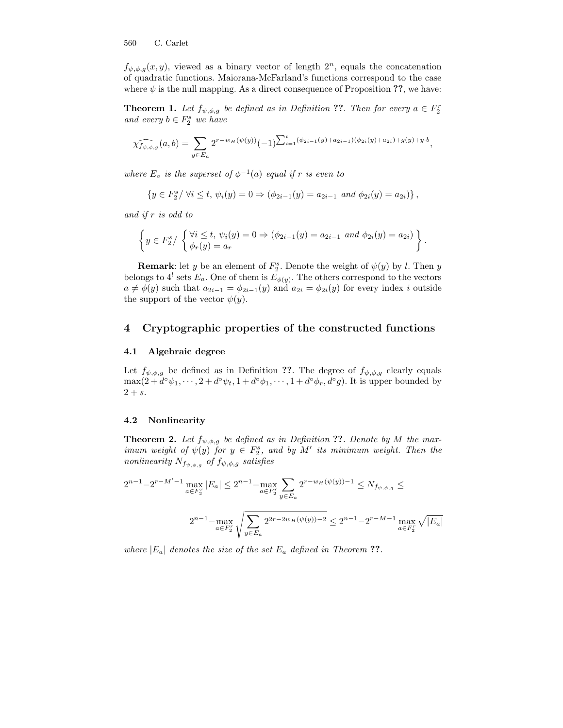$f_{\psi,\phi,g}(x,y)$, viewed as a binary vector of length $2^n$, equals the concatenation of quadratic functions. Maiorana-McFarland's functions correspond to the case where $\psi$ is the null mapping. As a direct consequence of Proposition **??**, we have:

**Theorem 1.** *Let $f_{\psi,\phi,g}$ be defined as in Definition* **??**. *Then for every $a \in F_2^r$ and every $b \in F_2^s$ we have*

$$\widehat{\chi_{f_{\psi,\phi,g}}}(a,b) = \sum_{y \in E_a} 2^{r-w_H(\psi(y))}(-1)^{\sum_{i=1}^{t}(\phi_{2i-1}(y)+a_{2i-1})(\phi_{2i}(y)+a_{2i})+g(y)+y\cdot b},$$

*where $E_a$ is the superset of $\phi^{-1}(a)$ equal if $r$ is even to*

$$\{y \in F_2^s / \ \forall i \leq t,\ \psi_i(y) = 0 \Rightarrow (\phi_{2i-1}(y) = a_{2i-1} \text{ and } \phi_{2i}(y) = a_{2i})\},$$

*and if $r$ is odd to*

$$\left\{ y \in F_2^s / \ \left\{ \begin{array}{l} \forall i \leq t,\ \psi_i(y) = 0 \Rightarrow (\phi_{2i-1}(y) = a_{2i-1} \text{ and } \phi_{2i}(y) = a_{2i}) \\ \phi_r(y) = a_r \end{array} \right. \right\}.$$

**Remark**: let $y$ be an element of $F_2^s$. Denote the weight of $\psi(y)$ by $l$. Then $y$ belongs to $4^l$ sets $E_a$. One of them is $E_{\phi(y)}$. The others correspond to the vectors $a \neq \phi(y)$ such that $a_{2i-1} = \phi_{2i-1}(y)$ and $a_{2i} = \phi_{2i}(y)$ for every index $i$ outside the support of the vector $\psi(y)$.

## 4 Cryptographic properties of the constructed functions

### 4.1 Algebraic degree

Let $f_{\psi,\phi,g}$ be defined as in Definition **??**. The degree of $f_{\psi,\phi,g}$ clearly equals $\max(2 + d^\circ\psi_1, \cdots, 2 + d^\circ\psi_t, 1 + d^\circ\phi_1, \cdots, 1 + d^\circ\phi_r, d^\circ g)$. It is upper bounded by $2 + s$.

### 4.2 Nonlinearity

**Theorem 2.** *Let $f_{\psi,\phi,g}$ be defined as in Definition* **??**. *Denote by $M$ the maximum weight of $\psi(y)$ for $y \in F_2^s$, and by $M'$ its minimum weight. Then the nonlinearity $N_{f_{\psi,\phi,g}}$ of $f_{\psi,\phi,g}$ satisfies*

$$2^{n-1} - 2^{r-M'-1} \max_{a \in F_2^r} |E_a| \leq 2^{n-1} - \max_{a \in F_2^r} \sum_{y \in E_a} 2^{r-w_H(\psi(y))-1} \leq N_{f_{\psi,\phi,g}} \leq$$

$$2^{n-1} - \max_{a \in F_2^r} \sqrt{\sum_{y \in E_a} 2^{2r-2w_H(\psi(y))-2}} \leq 2^{n-1} - 2^{r-M-1} \max_{a \in F_2^r} \sqrt{|E_a|}$$

*where $|E_a|$ denotes the size of the set $E_a$ defined in Theorem* **??**.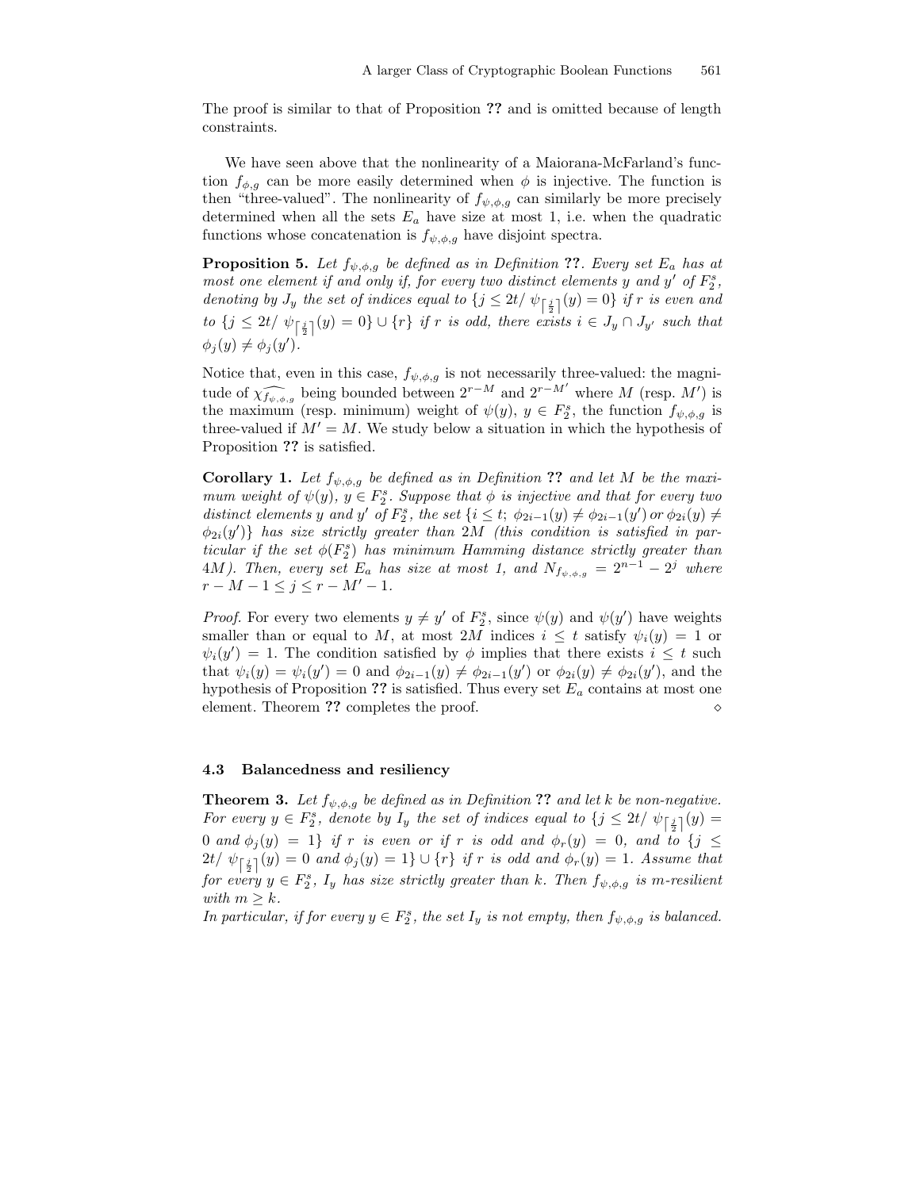The proof is similar to that of Proposition **??** and is omitted because of length constraints.

We have seen above that the nonlinearity of a Maiorana-McFarland's function $f_{\phi,g}$ can be more easily determined when $\phi$ is injective. The function is then "three-valued". The nonlinearity of $f_{\psi,\phi,g}$ can similarly be more precisely determined when all the sets $E_a$ have size at most 1, i.e. when the quadratic functions whose concatenation is $f_{\psi,\phi,g}$ have disjoint spectra.

**Proposition 5.** *Let $f_{\psi,\phi,g}$ be defined as in Definition **??**. Every set $E_a$ has at most one element if and only if, for every two distinct elements $y$ and $y'$ of $F_2^s$, denoting by $J_y$ the set of indices equal to $\{j \leq 2t/\ \psi_{\lceil \frac{j}{2} \rceil}(y) = 0\}$ if $r$ is even and to $\{j \leq 2t/\ \psi_{\lceil \frac{j}{2} \rceil}(y) = 0\} \cup \{r\}$ if $r$ is odd, there exists $i \in J_y \cap J_{y'}$ such that $\phi_j(y) \neq \phi_j(y')$.*

Notice that, even in this case, $f_{\psi,\phi,g}$ is not necessarily three-valued: the magnitude of $\widehat{\chi_{f_{\psi,\phi,g}}}$ being bounded between $2^{r-M}$ and $2^{r-M'}$ where $M$ (resp. $M'$) is the maximum (resp. minimum) weight of $\psi(y)$, $y \in F_2^s$, the function $f_{\psi,\phi,g}$ is three-valued if $M' = M$. We study below a situation in which the hypothesis of Proposition **??** is satisfied.

**Corollary 1.** *Let $f_{\psi,\phi,g}$ be defined as in Definition **??** and let $M$ be the maximum weight of $\psi(y)$, $y \in F_2^s$. Suppose that $\phi$ is injective and that for every two distinct elements $y$ and $y'$ of $F_2^s$, the set $\{i \leq t;\ \phi_{2i-1}(y) \neq \phi_{2i-1}(y')\ or\ \phi_{2i}(y) \neq \phi_{2i}(y')\}$ has size strictly greater than $2M$ (this condition is satisfied in particular if the set $\phi(F_2^s)$ has minimum Hamming distance strictly greater than $4M$). Then, every set $E_a$ has size at most 1, and $N_{f_{\psi,\phi,g}} = 2^{n-1} - 2^j$ where $r - M - 1 \leq j \leq r - M' - 1$.*

*Proof.* For every two elements $y \neq y'$ of $F_2^s$, since $\psi(y)$ and $\psi(y')$ have weights smaller than or equal to $M$, at most $2M$ indices $i \leq t$ satisfy $\psi_i(y) = 1$ or $\psi_i(y') = 1$. The condition satisfied by $\phi$ implies that there exists $i \leq t$ such that $\psi_i(y) = \psi_i(y') = 0$ and $\phi_{2i-1}(y) \neq \phi_{2i-1}(y')$ or $\phi_{2i}(y) \neq \phi_{2i}(y')$, and the hypothesis of Proposition **??** is satisfied. Thus every set $E_a$ contains at most one element. Theorem **??** completes the proof. $\diamond$

### 4.3 Balancedness and resiliency

**Theorem 3.** *Let $f_{\psi,\phi,g}$ be defined as in Definition **??** and let $k$ be non-negative. For every $y \in F_2^s$, denote by $I_y$ the set of indices equal to $\{j \leq 2t/\ \psi_{\lceil \frac{j}{2} \rceil}(y) = 0$ and $\phi_j(y) = 1\}$ if $r$ is even or if $r$ is odd and $\phi_r(y) = 0$, and to $\{j \leq 2t/\ \psi_{\lceil \frac{j}{2} \rceil}(y) = 0$ and $\phi_j(y) = 1\} \cup \{r\}$ if $r$ is odd and $\phi_r(y) = 1$. Assume that for every $y \in F_2^s$, $I_y$ has size strictly greater than $k$. Then $f_{\psi,\phi,g}$ is $m$-resilient with $m \geq k$.*
*In particular, if for every $y \in F_2^s$, the set $I_y$ is not empty, then $f_{\psi,\phi,g}$ is balanced.*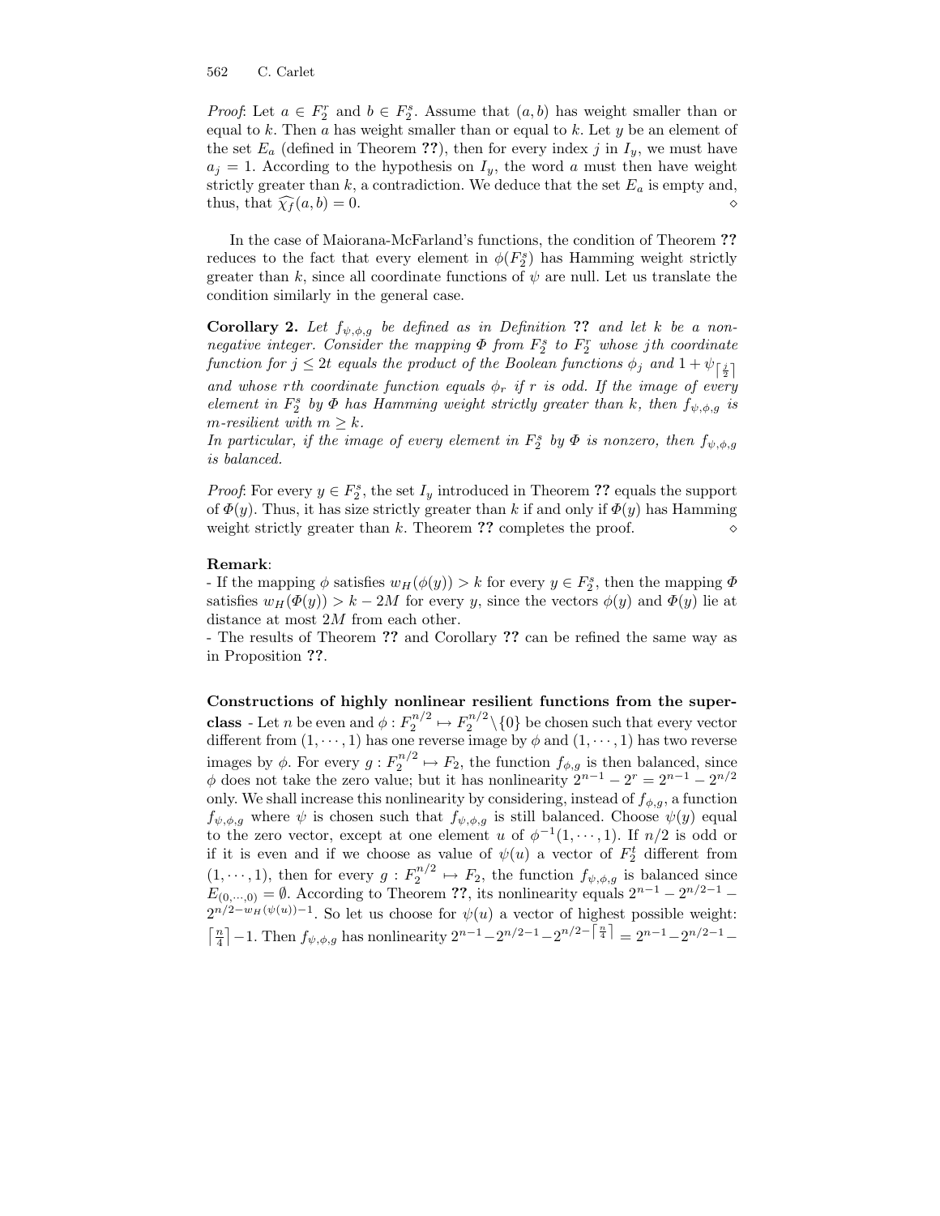*Proof*: Let $a \in F_2^r$ and $b \in F_2^s$. Assume that $(a, b)$ has weight smaller than or equal to $k$. Then $a$ has weight smaller than or equal to $k$. Let $y$ be an element of the set $E_a$ (defined in Theorem **??**), then for every index $j$ in $I_y$, we must have $a_j = 1$. According to the hypothesis on $I_y$, the word $a$ must then have weight strictly greater than $k$, a contradiction. We deduce that the set $E_a$ is empty and, thus, that $\widehat{\chi_f}(a, b) = 0$. $\diamond$

In the case of Maiorana-McFarland's functions, the condition of Theorem **??** reduces to the fact that every element in $\phi(F_2^s)$ has Hamming weight strictly greater than $k$, since all coordinate functions of $\psi$ are null. Let us translate the condition similarly in the general case.

**Corollary 2.** *Let $f_{\psi,\phi,g}$ be defined as in Definition **??** and let $k$ be a non-negative integer. Consider the mapping $\Phi$ from $F_2^s$ to $F_2^r$ whose $j$th coordinate function for $j \leq 2t$ equals the product of the Boolean functions $\phi_j$ and $1 + \psi_{\lceil \frac{j}{2} \rceil}$ and whose $r$th coordinate function equals $\phi_r$ if $r$ is odd. If the image of every element in $F_2^s$ by $\Phi$ has Hamming weight strictly greater than $k$, then $f_{\psi,\phi,g}$ is $m$-resilient with $m \geq k$.*
*In particular, if the image of every element in $F_2^s$ by $\Phi$ is nonzero, then $f_{\psi,\phi,g}$ is balanced.*

*Proof*: For every $y \in F_2^s$, the set $I_y$ introduced in Theorem **??** equals the support of $\Phi(y)$. Thus, it has size strictly greater than $k$ if and only if $\Phi(y)$ has Hamming weight strictly greater than $k$. Theorem **??** completes the proof. $\diamond$

**Remark**:
- If the mapping $\phi$ satisfies $w_H(\phi(y)) > k$ for every $y \in F_2^s$, then the mapping $\Phi$ satisfies $w_H(\Phi(y)) > k - 2M$ for every $y$, since the vectors $\phi(y)$ and $\Phi(y)$ lie at distance at most $2M$ from each other.
- The results of Theorem **??** and Corollary **??** can be refined the same way as in Proposition **??**.

**Constructions of highly nonlinear resilient functions from the super-class** - Let $n$ be even and $\phi : F_2^{n/2} \mapsto F_2^{n/2} \setminus \{0\}$ be chosen such that every vector different from $(1, \cdots, 1)$ has one reverse image by $\phi$ and $(1, \cdots, 1)$ has two reverse images by $\phi$. For every $g : F_2^{n/2} \mapsto F_2$, the function $f_{\phi,g}$ is then balanced, since $\phi$ does not take the zero value; but it has nonlinearity $2^{n-1} - 2^r = 2^{n-1} - 2^{n/2}$ only. We shall increase this nonlinearity by considering, instead of $f_{\phi,g}$, a function $f_{\psi,\phi,g}$ where $\psi$ is chosen such that $f_{\psi,\phi,g}$ is still balanced. Choose $\psi(y)$ equal to the zero vector, except at one element $u$ of $\phi^{-1}(1, \cdots, 1)$. If $n/2$ is odd or if it is even and if we choose as value of $\psi(u)$ a vector of $F_2^t$ different from $(1, \cdots, 1)$, then for every $g : F_2^{n/2} \mapsto F_2$, the function $f_{\psi,\phi,g}$ is balanced since $E_{(0,\cdots,0)} = \emptyset$. According to Theorem **??**, its nonlinearity equals $2^{n-1} - 2^{n/2-1} - 2^{n/2 - w_H(\psi(u)) - 1}$. So let us choose for $\psi(u)$ a vector of highest possible weight: $\lceil \frac{n}{4} \rceil - 1$. Then $f_{\psi,\phi,g}$ has nonlinearity $2^{n-1} - 2^{n/2-1} - 2^{n/2 - \lceil \frac{n}{4} \rceil} = 2^{n-1} - 2^{n/2-1} -$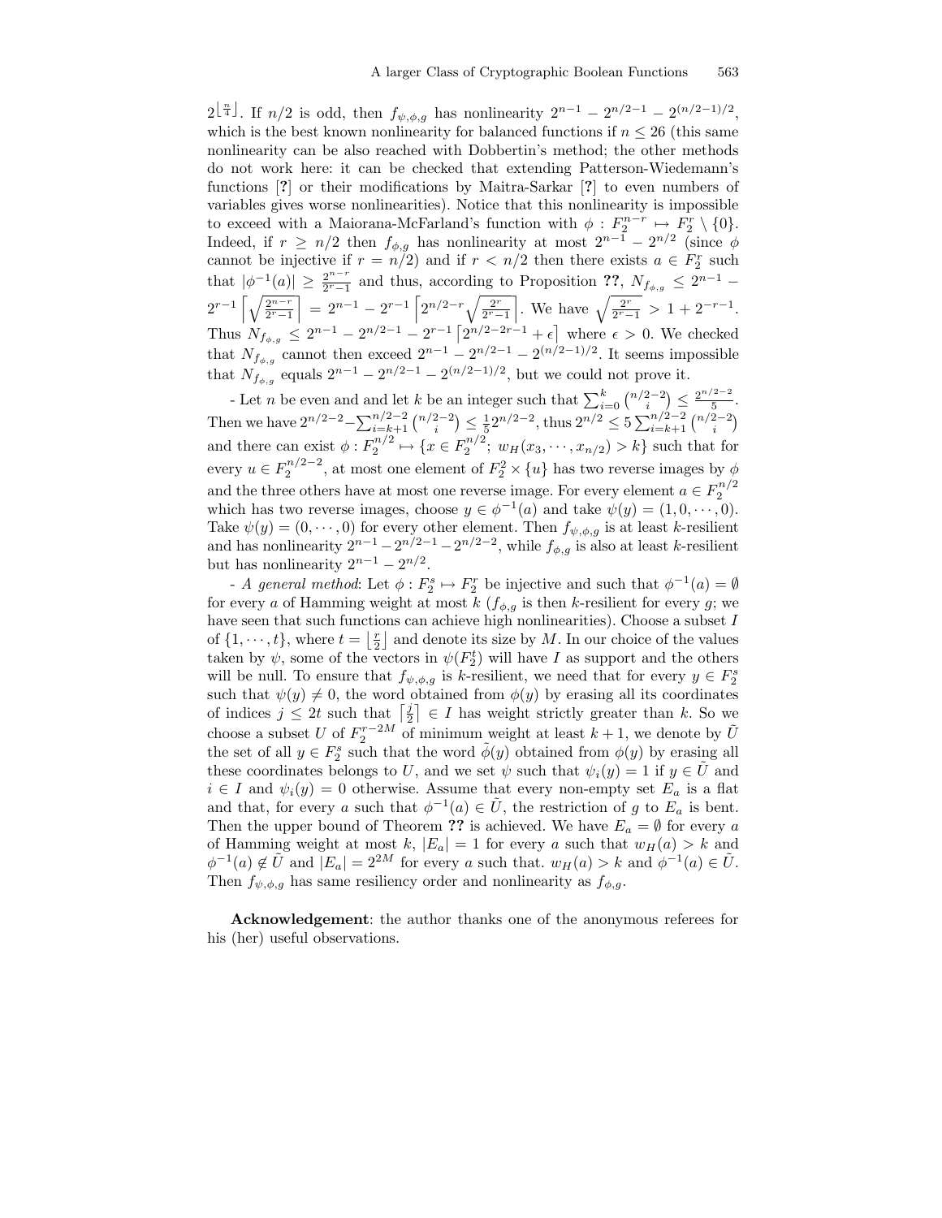$2^{\lfloor \frac{n}{4} \rfloor}$. If $n/2$ is odd, then $f_{\psi,\phi,g}$ has nonlinearity $2^{n-1} - 2^{n/2-1} - 2^{(n/2-1)/2}$, which is the best known nonlinearity for balanced functions if $n \leq 26$ (this same nonlinearity can be also reached with Dobbertin's method; the other methods do not work here: it can be checked that extending Patterson-Wiedemann's functions [?] or their modifications by Maitra-Sarkar [?] to even numbers of variables gives worse nonlinearities). Notice that this nonlinearity is impossible to exceed with a Maiorana-McFarland's function with $\phi : F_2^{n-r} \mapsto F_2^r \setminus \{0\}$. Indeed, if $r \geq n/2$ then $f_{\phi,g}$ has nonlinearity at most $2^{n-1} - 2^{n/2}$ (since $\phi$ cannot be injective if $r = n/2$) and if $r < n/2$ then there exists $a \in F_2^r$ such that $|\phi^{-1}(a)| \geq \frac{2^{n-r}}{2^r-1}$ and thus, according to Proposition **??**, $N_{f_{\phi,g}} \leq 2^{n-1} - 2^{r-1} \left\lceil \sqrt{\frac{2^{n-r}}{2^r-1}} \right\rceil = 2^{n-1} - 2^{r-1} \left\lceil 2^{n/2-r} \sqrt{\frac{2^r}{2^r-1}} \right\rceil$. We have $\sqrt{\frac{2^r}{2^r-1}} > 1 + 2^{-r-1}$. Thus $N_{f_{\phi,g}} \leq 2^{n-1} - 2^{n/2-1} - 2^{r-1} \left\lceil 2^{n/2-2r-1} + \epsilon \right\rceil$ where $\epsilon > 0$. We checked that $N_{f_{\phi,g}}$ cannot then exceed $2^{n-1} - 2^{n/2-1} - 2^{(n/2-1)/2}$. It seems impossible that $N_{f_{\phi,g}}$ equals $2^{n-1} - 2^{n/2-1} - 2^{(n/2-1)/2}$, but we could not prove it.

- Let $n$ be even and and let $k$ be an integer such that $\sum_{i=0}^{k} \binom{n/2-2}{i} \leq \frac{2^{n/2-2}}{5}$. Then we have $2^{n/2-2} - \sum_{i=k+1}^{n/2-2} \binom{n/2-2}{i} \leq \frac{1}{5} 2^{n/2-2}$, thus $2^{n/2} \leq 5 \sum_{i=k+1}^{n/2-2} \binom{n/2-2}{i}$ and there can exist $\phi : F_2^{n/2} \mapsto \{x \in F_2^{n/2};\ w_H(x_3, \cdots, x_{n/2}) > k\}$ such that for every $u \in F_2^{n/2-2}$, at most one element of $F_2^2 \times \{u\}$ has two reverse images by $\phi$ and the three others have at most one reverse image. For every element $a \in F_2^{n/2}$ which has two reverse images, choose $y \in \phi^{-1}(a)$ and take $\psi(y) = (1, 0, \cdots, 0)$. Take $\psi(y) = (0, \cdots, 0)$ for every other element. Then $f_{\psi,\phi,g}$ is at least $k$-resilient and has nonlinearity $2^{n-1} - 2^{n/2-1} - 2^{n/2-2}$, while $f_{\phi,g}$ is also at least $k$-resilient but has nonlinearity $2^{n-1} - 2^{n/2}$.

- *A general method*: Let $\phi : F_2^s \mapsto F_2^r$ be injective and such that $\phi^{-1}(a) = \emptyset$ for every $a$ of Hamming weight at most $k$ ($f_{\phi,g}$ is then $k$-resilient for every $g$; we have seen that such functions can achieve high nonlinearities). Choose a subset $I$ of $\{1, \cdots, t\}$, where $t = \left\lfloor \frac{r}{2} \right\rfloor$ and denote its size by $M$. In our choice of the values taken by $\psi$, some of the vectors in $\psi(F_2^t)$ will have $I$ as support and the others will be null. To ensure that $f_{\psi,\phi,g}$ is $k$-resilient, we need that for every $y \in F_2^s$ such that $\psi(y) \neq 0$, the word obtained from $\phi(y)$ by erasing all its coordinates of indices $j \leq 2t$ such that $\left\lceil \frac{j}{2} \right\rceil \in I$ has weight strictly greater than $k$. So we choose a subset $U$ of $F_2^{r-2M}$ of minimum weight at least $k+1$, we denote by $\tilde{U}$ the set of all $y \in F_2^s$ such that the word $\tilde{\phi}(y)$ obtained from $\phi(y)$ by erasing all these coordinates belongs to $U$, and we set $\psi$ such that $\psi_i(y) = 1$ if $y \in \tilde{U}$ and $i \in I$ and $\psi_i(y) = 0$ otherwise. Assume that every non-empty set $E_a$ is a flat and that, for every $a$ such that $\phi^{-1}(a) \in \tilde{U}$, the restriction of $g$ to $E_a$ is bent. Then the upper bound of Theorem **??** is achieved. We have $E_a = \emptyset$ for every $a$ of Hamming weight at most $k$, $|E_a| = 1$ for every $a$ such that $w_H(a) > k$ and $\phi^{-1}(a) \notin \tilde{U}$ and $|E_a| = 2^{2M}$ for every $a$ such that. $w_H(a) > k$ and $\phi^{-1}(a) \in \tilde{U}$. Then $f_{\psi,\phi,g}$ has same resiliency order and nonlinearity as $f_{\phi,g}$.

**Acknowledgement**: the author thanks one of the anonymous referees for his (her) useful observations.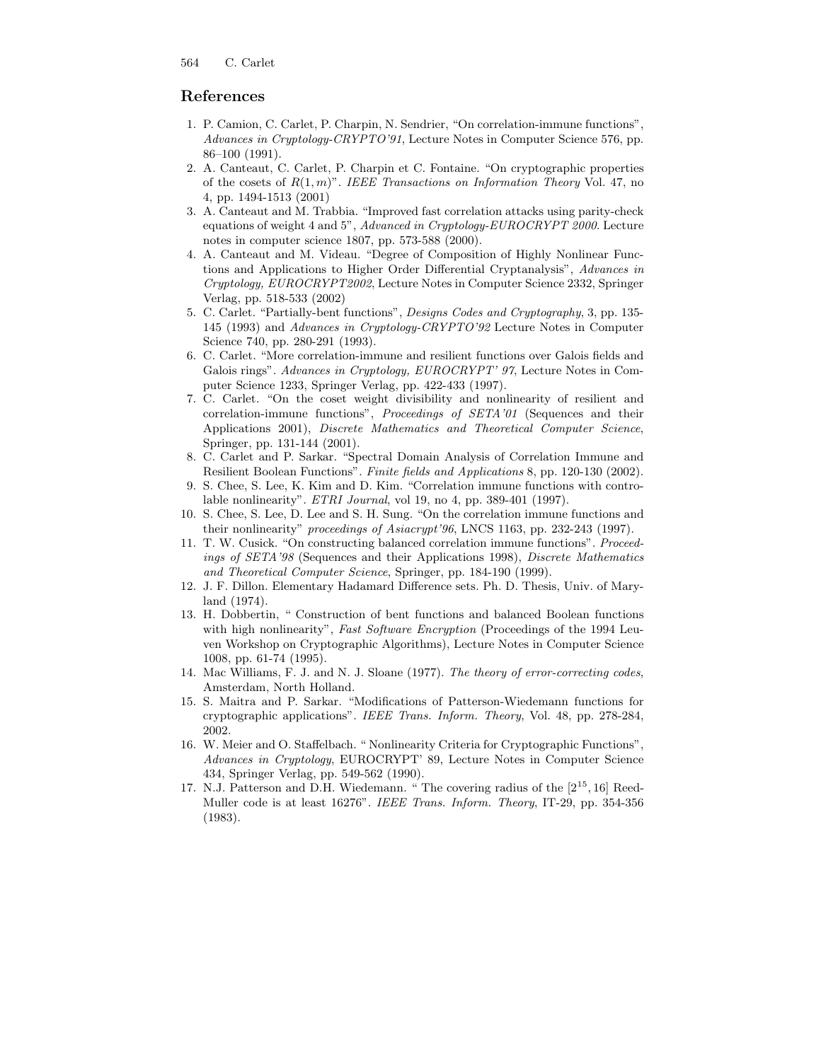## References

1. P. Camion, C. Carlet, P. Charpin, N. Sendrier, "On correlation-immune functions", *Advances in Cryptology-CRYPTO'91*, Lecture Notes in Computer Science 576, pp. 86–100 (1991).
2. A. Canteaut, C. Carlet, P. Charpin et C. Fontaine. "On cryptographic properties of the cosets of $R(1,m)$". *IEEE Transactions on Information Theory* Vol. 47, no 4, pp. 1494-1513 (2001)
3. A. Canteaut and M. Trabbia. "Improved fast correlation attacks using parity-check equations of weight 4 and 5", *Advanced in Cryptology-EUROCRYPT 2000*. Lecture notes in computer science 1807, pp. 573-588 (2000).
4. A. Canteaut and M. Videau. "Degree of Composition of Highly Nonlinear Functions and Applications to Higher Order Differential Cryptanalysis", *Advances in Cryptology, EUROCRYPT2002*, Lecture Notes in Computer Science 2332, Springer Verlag, pp. 518-533 (2002)
5. C. Carlet. "Partially-bent functions", *Designs Codes and Cryptography*, 3, pp. 135-145 (1993) and *Advances in Cryptology-CRYPTO'92* Lecture Notes in Computer Science 740, pp. 280-291 (1993).
6. C. Carlet. "More correlation-immune and resilient functions over Galois fields and Galois rings". *Advances in Cryptology, EUROCRYPT' 97*, Lecture Notes in Computer Science 1233, Springer Verlag, pp. 422-433 (1997).
7. C. Carlet. "On the coset weight divisibility and nonlinearity of resilient and correlation-immune functions", *Proceedings of SETA'01* (Sequences and their Applications 2001), *Discrete Mathematics and Theoretical Computer Science*, Springer, pp. 131-144 (2001).
8. C. Carlet and P. Sarkar. "Spectral Domain Analysis of Correlation Immune and Resilient Boolean Functions". *Finite fields and Applications* 8, pp. 120-130 (2002).
9. S. Chee, S. Lee, K. Kim and D. Kim. "Correlation immune functions with controlable nonlinearity". *ETRI Journal*, vol 19, no 4, pp. 389-401 (1997).
10. S. Chee, S. Lee, D. Lee and S. H. Sung. "On the correlation immune functions and their nonlinearity" *proceedings of Asiacrypt'96*, LNCS 1163, pp. 232-243 (1997).
11. T. W. Cusick. "On constructing balanced correlation immune functions". *Proceedings of SETA'98* (Sequences and their Applications 1998), *Discrete Mathematics and Theoretical Computer Science*, Springer, pp. 184-190 (1999).
12. J. F. Dillon. Elementary Hadamard Difference sets. Ph. D. Thesis, Univ. of Maryland (1974).
13. H. Dobbertin, " Construction of bent functions and balanced Boolean functions with high nonlinearity", *Fast Software Encryption* (Proceedings of the 1994 Leuven Workshop on Cryptographic Algorithms), Lecture Notes in Computer Science 1008, pp. 61-74 (1995).
14. Mac Williams, F. J. and N. J. Sloane (1977). *The theory of error-correcting codes*, Amsterdam, North Holland.
15. S. Maitra and P. Sarkar. "Modifications of Patterson-Wiedemann functions for cryptographic applications". *IEEE Trans. Inform. Theory*, Vol. 48, pp. 278-284, 2002.
16. W. Meier and O. Staffelbach. " Nonlinearity Criteria for Cryptographic Functions", *Advances in Cryptology*, EUROCRYPT' 89, Lecture Notes in Computer Science 434, Springer Verlag, pp. 549-562 (1990).
17. N.J. Patterson and D.H. Wiedemann. " The covering radius of the $[2^{15}, 16]$ Reed-Muller code is at least 16276". *IEEE Trans. Inform. Theory*, IT-29, pp. 354-356 (1983).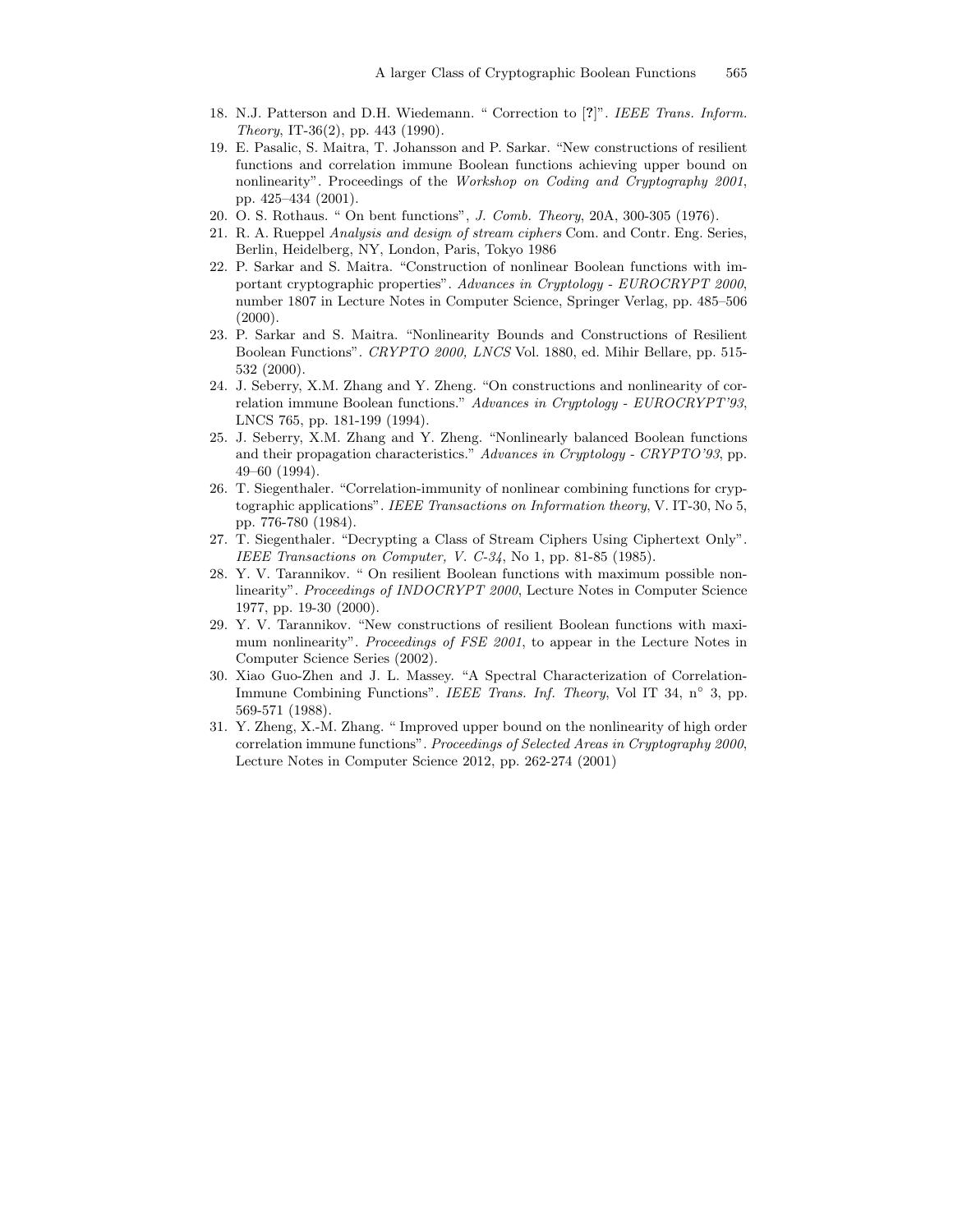18. N.J. Patterson and D.H. Wiedemann. " Correction to [**?**]". *IEEE Trans. Inform. Theory*, IT-36(2), pp. 443 (1990).
19. E. Pasalic, S. Maitra, T. Johansson and P. Sarkar. "New constructions of resilient functions and correlation immune Boolean functions achieving upper bound on nonlinearity". Proceedings of the *Workshop on Coding and Cryptography 2001*, pp. 425–434 (2001).
20. O. S. Rothaus. " On bent functions", *J. Comb. Theory*, 20A, 300-305 (1976).
21. R. A. Rueppel *Analysis and design of stream ciphers* Com. and Contr. Eng. Series, Berlin, Heidelberg, NY, London, Paris, Tokyo 1986
22. P. Sarkar and S. Maitra. "Construction of nonlinear Boolean functions with important cryptographic properties". *Advances in Cryptology - EUROCRYPT 2000*, number 1807 in Lecture Notes in Computer Science, Springer Verlag, pp. 485–506 (2000).
23. P. Sarkar and S. Maitra. "Nonlinearity Bounds and Constructions of Resilient Boolean Functions". *CRYPTO 2000, LNCS* Vol. 1880, ed. Mihir Bellare, pp. 515-532 (2000).
24. J. Seberry, X.M. Zhang and Y. Zheng. "On constructions and nonlinearity of correlation immune Boolean functions." *Advances in Cryptology - EUROCRYPT'93*, LNCS 765, pp. 181-199 (1994).
25. J. Seberry, X.M. Zhang and Y. Zheng. "Nonlinearly balanced Boolean functions and their propagation characteristics." *Advances in Cryptology - CRYPTO'93*, pp. 49–60 (1994).
26. T. Siegenthaler. "Correlation-immunity of nonlinear combining functions for cryptographic applications". *IEEE Transactions on Information theory*, V. IT-30, No 5, pp. 776-780 (1984).
27. T. Siegenthaler. "Decrypting a Class of Stream Ciphers Using Ciphertext Only". *IEEE Transactions on Computer, V. C-34*, No 1, pp. 81-85 (1985).
28. Y. V. Tarannikov. " On resilient Boolean functions with maximum possible nonlinearity". *Proceedings of INDOCRYPT 2000*, Lecture Notes in Computer Science 1977, pp. 19-30 (2000).
29. Y. V. Tarannikov. "New constructions of resilient Boolean functions with maximum nonlinearity". *Proceedings of FSE 2001*, to appear in the Lecture Notes in Computer Science Series (2002).
30. Xiao Guo-Zhen and J. L. Massey. "A Spectral Characterization of Correlation-Immune Combining Functions". *IEEE Trans. Inf. Theory*, Vol IT 34, n° 3, pp. 569-571 (1988).
31. Y. Zheng, X.-M. Zhang. " Improved upper bound on the nonlinearity of high order correlation immune functions". *Proceedings of Selected Areas in Cryptography 2000*, Lecture Notes in Computer Science 2012, pp. 262-274 (2001)